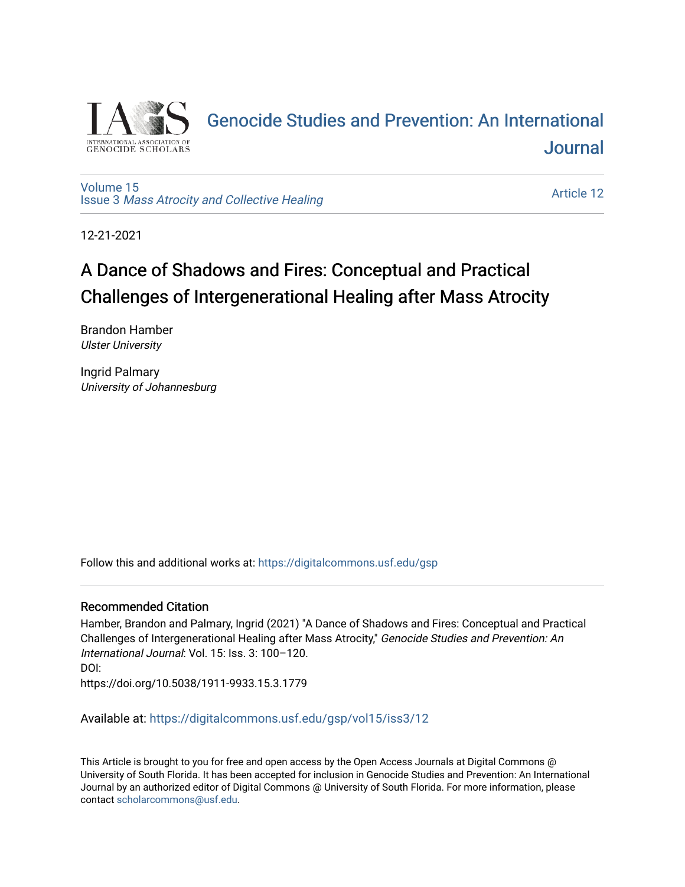# Genocide Studies and Prevention: An International Journal

Volume 15
Issue 3 *Mass Atrocity and Collective Healing*

Article 12

12-21-2021

## A Dance of Shadows and Fires: Conceptual and Practical Challenges of Intergenerational Healing after Mass Atrocity

Brandon Hamber
*Ulster University*

Ingrid Palmary
*University of Johannesburg*

Follow this and additional works at: https://digitalcommons.usf.edu/gsp

### Recommended Citation

Hamber, Brandon and Palmary, Ingrid (2021) "A Dance of Shadows and Fires: Conceptual and Practical Challenges of Intergenerational Healing after Mass Atrocity," *Genocide Studies and Prevention: An International Journal*: Vol. 15: Iss. 3: 100–120.
DOI:
https://doi.org/10.5038/1911-9933.15.3.1779

Available at: https://digitalcommons.usf.edu/gsp/vol15/iss3/12

This Article is brought to you for free and open access by the Open Access Journals at Digital Commons @ University of South Florida. It has been accepted for inclusion in Genocide Studies and Prevention: An International Journal by an authorized editor of Digital Commons @ University of South Florida. For more information, please contact scholarcommons@usf.edu.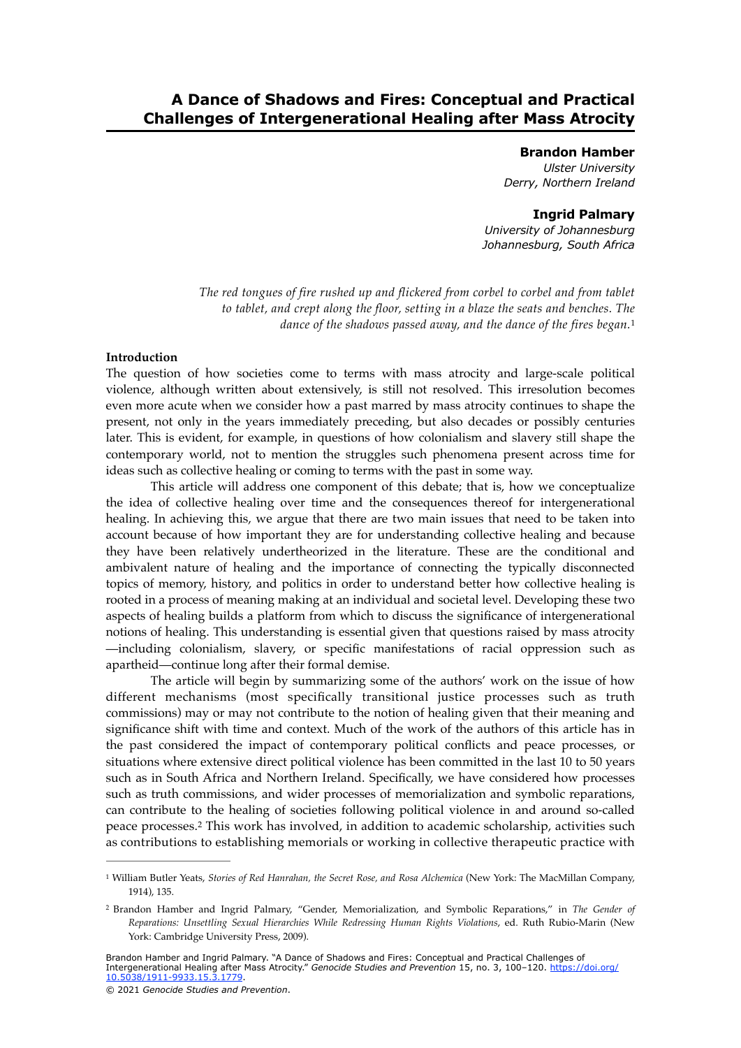# A Dance of Shadows and Fires: Conceptual and Practical Challenges of Intergenerational Healing after Mass Atrocity

**Brandon Hamber**
*Ulster University*
*Derry, Northern Ireland*

**Ingrid Palmary**
*University of Johannesburg*
*Johannesburg, South Africa*

> *The red tongues of fire rushed up and flickered from corbel to corbel and from tablet to tablet, and crept along the floor, setting in a blaze the seats and benches. The dance of the shadows passed away, and the dance of the fires began.*[1]

**Introduction**

The question of how societies come to terms with mass atrocity and large-scale political violence, although written about extensively, is still not resolved. This irresolution becomes even more acute when we consider how a past marred by mass atrocity continues to shape the present, not only in the years immediately preceding, but also decades or possibly centuries later. This is evident, for example, in questions of how colonialism and slavery still shape the contemporary world, not to mention the struggles such phenomena present across time for ideas such as collective healing or coming to terms with the past in some way.

This article will address one component of this debate; that is, how we conceptualize the idea of collective healing over time and the consequences thereof for intergenerational healing. In achieving this, we argue that there are two main issues that need to be taken into account because of how important they are for understanding collective healing and because they have been relatively undertheorized in the literature. These are the conditional and ambivalent nature of healing and the importance of connecting the typically disconnected topics of memory, history, and politics in order to understand better how collective healing is rooted in a process of meaning making at an individual and societal level. Developing these two aspects of healing builds a platform from which to discuss the significance of intergenerational notions of healing. This understanding is essential given that questions raised by mass atrocity—including colonialism, slavery, or specific manifestations of racial oppression such as apartheid—continue long after their formal demise.

The article will begin by summarizing some of the authors' work on the issue of how different mechanisms (most specifically transitional justice processes such as truth commissions) may or may not contribute to the notion of healing given that their meaning and significance shift with time and context. Much of the work of the authors of this article has in the past considered the impact of contemporary political conflicts and peace processes, or situations where extensive direct political violence has been committed in the last 10 to 50 years such as in South Africa and Northern Ireland. Specifically, we have considered how processes such as truth commissions, and wider processes of memorialization and symbolic reparations, can contribute to the healing of societies following political violence in and around so-called peace processes.[2] This work has involved, in addition to academic scholarship, activities such as contributions to establishing memorials or working in collective therapeutic practice with

---

[1] William Butler Yeats, *Stories of Red Hanrahan, the Secret Rose, and Rosa Alchemica* (New York: The MacMillan Company, 1914), 135.

[2] Brandon Hamber and Ingrid Palmary, "Gender, Memorialization, and Symbolic Reparations," in *The Gender of Reparations: Unsettling Sexual Hierarchies While Redressing Human Rights Violations*, ed. Ruth Rubio-Marin (New York: Cambridge University Press, 2009).

Brandon Hamber and Ingrid Palmary. "A Dance of Shadows and Fires: Conceptual and Practical Challenges of Intergenerational Healing after Mass Atrocity." *Genocide Studies and Prevention* 15, no. 3, 100–120. https://doi.org/10.5038/1911-9933.15.3.1779.

© 2021 *Genocide Studies and Prevention*.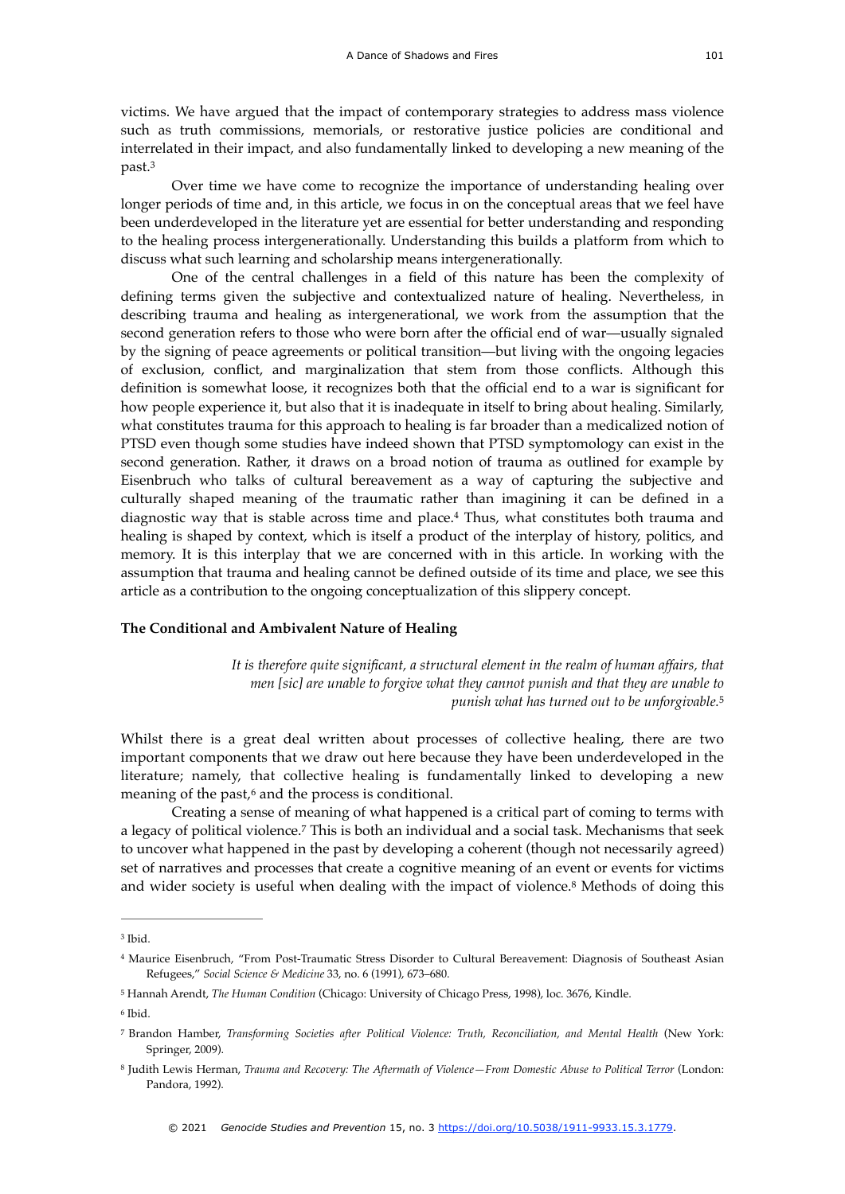victims. We have argued that the impact of contemporary strategies to address mass violence such as truth commissions, memorials, or restorative justice policies are conditional and interrelated in their impact, and also fundamentally linked to developing a new meaning of the past.[3]

Over time we have come to recognize the importance of understanding healing over longer periods of time and, in this article, we focus in on the conceptual areas that we feel have been underdeveloped in the literature yet are essential for better understanding and responding to the healing process intergenerationally. Understanding this builds a platform from which to discuss what such learning and scholarship means intergenerationally.

One of the central challenges in a field of this nature has been the complexity of defining terms given the subjective and contextualized nature of healing. Nevertheless, in describing trauma and healing as intergenerational, we work from the assumption that the second generation refers to those who were born after the official end of war—usually signaled by the signing of peace agreements or political transition—but living with the ongoing legacies of exclusion, conflict, and marginalization that stem from those conflicts. Although this definition is somewhat loose, it recognizes both that the official end to a war is significant for how people experience it, but also that it is inadequate in itself to bring about healing. Similarly, what constitutes trauma for this approach to healing is far broader than a medicalized notion of PTSD even though some studies have indeed shown that PTSD symptomology can exist in the second generation. Rather, it draws on a broad notion of trauma as outlined for example by Eisenbruch who talks of cultural bereavement as a way of capturing the subjective and culturally shaped meaning of the traumatic rather than imagining it can be defined in a diagnostic way that is stable across time and place.[4] Thus, what constitutes both trauma and healing is shaped by context, which is itself a product of the interplay of history, politics, and memory. It is this interplay that we are concerned with in this article. In working with the assumption that trauma and healing cannot be defined outside of its time and place, we see this article as a contribution to the ongoing conceptualization of this slippery concept.

### The Conditional and Ambivalent Nature of Healing

> *It is therefore quite significant, a structural element in the realm of human affairs, that men [sic] are unable to forgive what they cannot punish and that they are unable to punish what has turned out to be unforgivable.*[5]

Whilst there is a great deal written about processes of collective healing, there are two important components that we draw out here because they have been underdeveloped in the literature; namely, that collective healing is fundamentally linked to developing a new meaning of the past,[6] and the process is conditional.

Creating a sense of meaning of what happened is a critical part of coming to terms with a legacy of political violence.[7] This is both an individual and a social task. Mechanisms that seek to uncover what happened in the past by developing a coherent (though not necessarily agreed) set of narratives and processes that create a cognitive meaning of an event or events for victims and wider society is useful when dealing with the impact of violence.[8] Methods of doing this

---

[3] Ibid.

[4] Maurice Eisenbruch, "From Post-Traumatic Stress Disorder to Cultural Bereavement: Diagnosis of Southeast Asian Refugees," *Social Science & Medicine* 33, no. 6 (1991), 673–680.

[5] Hannah Arendt, *The Human Condition* (Chicago: University of Chicago Press, 1998), loc. 3676, Kindle.

[6] Ibid.

[7] Brandon Hamber, *Transforming Societies after Political Violence: Truth, Reconciliation, and Mental Health* (New York: Springer, 2009).

[8] Judith Lewis Herman, *Trauma and Recovery: The Aftermath of Violence—From Domestic Abuse to Political Terror* (London: Pandora, 1992).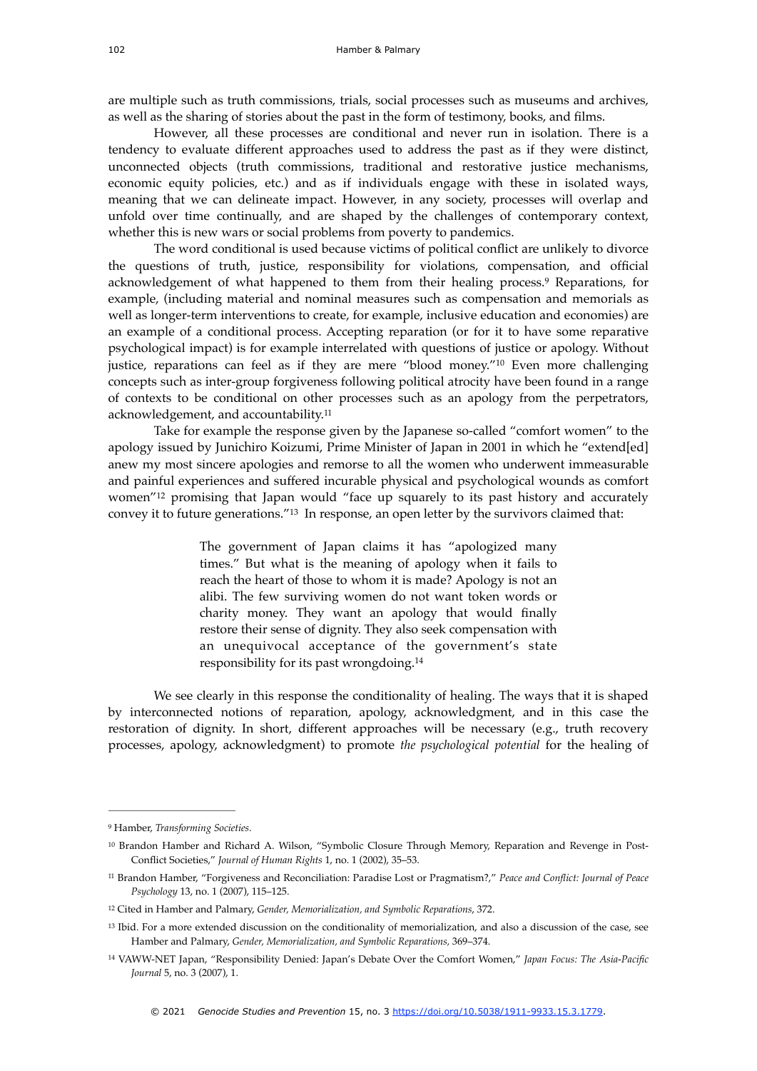are multiple such as truth commissions, trials, social processes such as museums and archives, as well as the sharing of stories about the past in the form of testimony, books, and films.

However, all these processes are conditional and never run in isolation. There is a tendency to evaluate different approaches used to address the past as if they were distinct, unconnected objects (truth commissions, traditional and restorative justice mechanisms, economic equity policies, etc.) and as if individuals engage with these in isolated ways, meaning that we can delineate impact. However, in any society, processes will overlap and unfold over time continually, and are shaped by the challenges of contemporary context, whether this is new wars or social problems from poverty to pandemics.

The word conditional is used because victims of political conflict are unlikely to divorce the questions of truth, justice, responsibility for violations, compensation, and official acknowledgement of what happened to them from their healing process.[9] Reparations, for example, (including material and nominal measures such as compensation and memorials as well as longer-term interventions to create, for example, inclusive education and economies) are an example of a conditional process. Accepting reparation (or for it to have some reparative psychological impact) is for example interrelated with questions of justice or apology. Without justice, reparations can feel as if they are mere "blood money."[10] Even more challenging concepts such as inter-group forgiveness following political atrocity have been found in a range of contexts to be conditional on other processes such as an apology from the perpetrators, acknowledgement, and accountability.[11]

Take for example the response given by the Japanese so-called "comfort women" to the apology issued by Junichiro Koizumi, Prime Minister of Japan in 2001 in which he "extend[ed] anew my most sincere apologies and remorse to all the women who underwent immeasurable and painful experiences and suffered incurable physical and psychological wounds as comfort women"[12] promising that Japan would "face up squarely to its past history and accurately convey it to future generations."[13] In response, an open letter by the survivors claimed that:

> The government of Japan claims it has "apologized many times." But what is the meaning of apology when it fails to reach the heart of those to whom it is made? Apology is not an alibi. The few surviving women do not want token words or charity money. They want an apology that would finally restore their sense of dignity. They also seek compensation with an unequivocal acceptance of the government's state responsibility for its past wrongdoing.[14]

We see clearly in this response the conditionality of healing. The ways that it is shaped by interconnected notions of reparation, apology, acknowledgment, and in this case the restoration of dignity. In short, different approaches will be necessary (e.g., truth recovery processes, apology, acknowledgment) to promote *the psychological potential* for the healing of

---

[9] Hamber, *Transforming Societies*.

[10] Brandon Hamber and Richard A. Wilson, "Symbolic Closure Through Memory, Reparation and Revenge in Post-Conflict Societies," *Journal of Human Rights* 1, no. 1 (2002), 35–53.

[11] Brandon Hamber, "Forgiveness and Reconciliation: Paradise Lost or Pragmatism?," *Peace and Conflict: Journal of Peace Psychology* 13, no. 1 (2007), 115–125.

[12] Cited in Hamber and Palmary, *Gender, Memorialization, and Symbolic Reparations*, 372.

[13] Ibid. For a more extended discussion on the conditionality of memorialization, and also a discussion of the case, see Hamber and Palmary, *Gender, Memorialization, and Symbolic Reparations*, 369–374.

[14] VAWW-NET Japan, "Responsibility Denied: Japan's Debate Over the Comfort Women," *Japan Focus: The Asia-Pacific Journal* 5, no. 3 (2007), 1.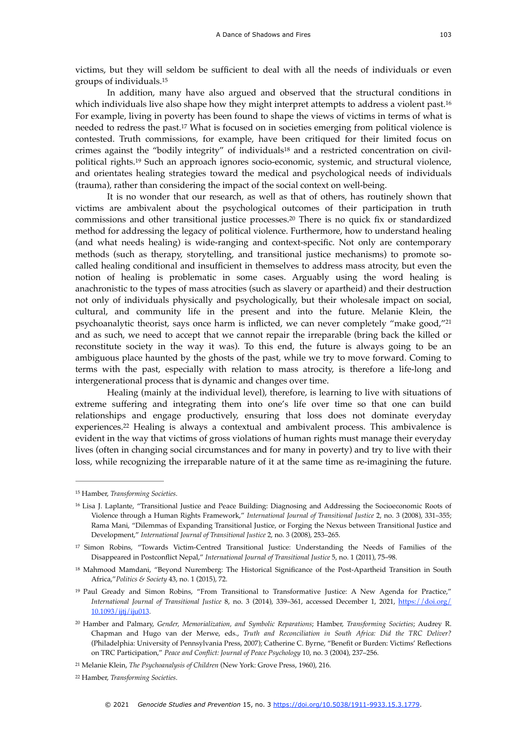victims, but they will seldom be sufficient to deal with all the needs of individuals or even groups of individuals.[15]

In addition, many have also argued and observed that the structural conditions in which individuals live also shape how they might interpret attempts to address a violent past.[16] For example, living in poverty has been found to shape the views of victims in terms of what is needed to redress the past.[17] What is focused on in societies emerging from political violence is contested. Truth commissions, for example, have been critiqued for their limited focus on crimes against the "bodily integrity" of individuals[18] and a restricted concentration on civil-political rights.[19] Such an approach ignores socio-economic, systemic, and structural violence, and orientates healing strategies toward the medical and psychological needs of individuals (trauma), rather than considering the impact of the social context on well-being.

It is no wonder that our research, as well as that of others, has routinely shown that victims are ambivalent about the psychological outcomes of their participation in truth commissions and other transitional justice processes.[20] There is no quick fix or standardized method for addressing the legacy of political violence. Furthermore, how to understand healing (and what needs healing) is wide-ranging and context-specific. Not only are contemporary methods (such as therapy, storytelling, and transitional justice mechanisms) to promote so-called healing conditional and insufficient in themselves to address mass atrocity, but even the notion of healing is problematic in some cases. Arguably using the word healing is anachronistic to the types of mass atrocities (such as slavery or apartheid) and their destruction not only of individuals physically and psychologically, but their wholesale impact on social, cultural, and community life in the present and into the future. Melanie Klein, the psychoanalytic theorist, says once harm is inflicted, we can never completely "make good,"[21] and as such, we need to accept that we cannot repair the irreparable (bring back the killed or reconstitute society in the way it was). To this end, the future is always going to be an ambiguous place haunted by the ghosts of the past, while we try to move forward. Coming to terms with the past, especially with relation to mass atrocity, is therefore a life-long and intergenerational process that is dynamic and changes over time.

Healing (mainly at the individual level), therefore, is learning to live with situations of extreme suffering and integrating them into one's life over time so that one can build relationships and engage productively, ensuring that loss does not dominate everyday experiences.[22] Healing is always a contextual and ambivalent process. This ambivalence is evident in the way that victims of gross violations of human rights must manage their everyday lives (often in changing social circumstances and for many in poverty) and try to live with their loss, while recognizing the irreparable nature of it at the same time as re-imagining the future.

---

[15] Hamber, *Transforming Societies*.

[16] Lisa J. Laplante, "Transitional Justice and Peace Building: Diagnosing and Addressing the Socioeconomic Roots of Violence through a Human Rights Framework," *International Journal of Transitional Justice* 2, no. 3 (2008), 331–355; Rama Mani, "Dilemmas of Expanding Transitional Justice, or Forging the Nexus between Transitional Justice and Development," *International Journal of Transitional Justice* 2, no. 3 (2008), 253–265.

[17] Simon Robins, "Towards Victim-Centred Transitional Justice: Understanding the Needs of Families of the Disappeared in Postconflict Nepal," *International Journal of Transitional Justice* 5, no. 1 (2011), 75–98.

[18] Mahmood Mamdani, "Beyond Nuremberg: The Historical Significance of the Post-Apartheid Transition in South Africa," *Politics & Society* 43, no. 1 (2015), 72.

[19] Paul Gready and Simon Robins, "From Transitional to Transformative Justice: A New Agenda for Practice," *International Journal of Transitional Justice* 8, no. 3 (2014), 339–361, accessed December 1, 2021, https://doi.org/10.1093/ijtj/iju013.

[20] Hamber and Palmary, *Gender, Memorialization, and Symbolic Reparations*; Hamber, *Transforming Societies*; Audrey R. Chapman and Hugo van der Merwe, eds., *Truth and Reconciliation in South Africa: Did the TRC Deliver?* (Philadelphia: University of Pennsylvania Press, 2007); Catherine C. Byrne, "Benefit or Burden: Victims' Reflections on TRC Participation," *Peace and Conflict: Journal of Peace Psychology* 10, no. 3 (2004), 237–256.

[21] Melanie Klein, *The Psychoanalysis of Children* (New York: Grove Press, 1960), 216.

[22] Hamber, *Transforming Societies*.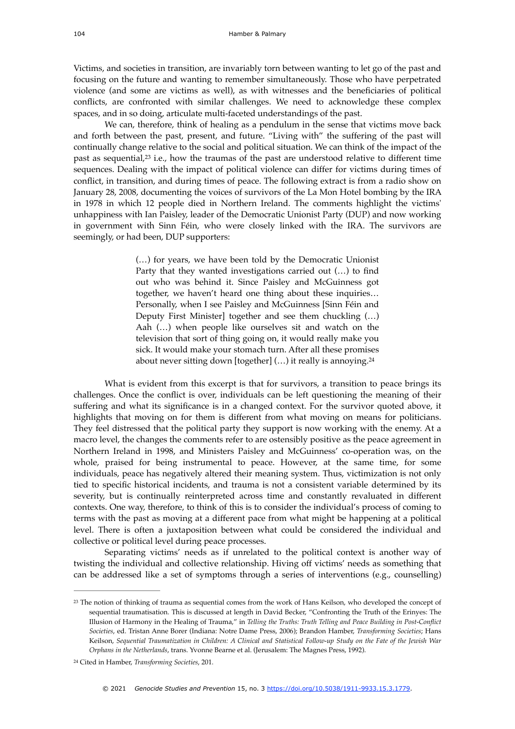Victims, and societies in transition, are invariably torn between wanting to let go of the past and focusing on the future and wanting to remember simultaneously. Those who have perpetrated violence (and some are victims as well), as with witnesses and the beneficiaries of political conflicts, are confronted with similar challenges. We need to acknowledge these complex spaces, and in so doing, articulate multi-faceted understandings of the past.

We can, therefore, think of healing as a pendulum in the sense that victims move back and forth between the past, present, and future. "Living with" the suffering of the past will continually change relative to the social and political situation. We can think of the impact of the past as sequential,[23] i.e., how the traumas of the past are understood relative to different time sequences. Dealing with the impact of political violence can differ for victims during times of conflict, in transition, and during times of peace. The following extract is from a radio show on January 28, 2008, documenting the voices of survivors of the La Mon Hotel bombing by the IRA in 1978 in which 12 people died in Northern Ireland. The comments highlight the victims' unhappiness with Ian Paisley, leader of the Democratic Unionist Party (DUP) and now working in government with Sinn Féin, who were closely linked with the IRA. The survivors are seemingly, or had been, DUP supporters:

> (…) for years, we have been told by the Democratic Unionist Party that they wanted investigations carried out (…) to find out who was behind it. Since Paisley and McGuinness got together, we haven't heard one thing about these inquiries… Personally, when I see Paisley and McGuinness [Sinn Féin and Deputy First Minister] together and see them chuckling (…) Aah (…) when people like ourselves sit and watch on the television that sort of thing going on, it would really make you sick. It would make your stomach turn. After all these promises about never sitting down [together] (…) it really is annoying.[24]

What is evident from this excerpt is that for survivors, a transition to peace brings its challenges. Once the conflict is over, individuals can be left questioning the meaning of their suffering and what its significance is in a changed context. For the survivor quoted above, it highlights that moving on for them is different from what moving on means for politicians. They feel distressed that the political party they support is now working with the enemy. At a macro level, the changes the comments refer to are ostensibly positive as the peace agreement in Northern Ireland in 1998, and Ministers Paisley and McGuinness' co-operation was, on the whole, praised for being instrumental to peace. However, at the same time, for some individuals, peace has negatively altered their meaning system. Thus, victimization is not only tied to specific historical incidents, and trauma is not a consistent variable determined by its severity, but is continually reinterpreted across time and constantly revaluated in different contexts. One way, therefore, to think of this is to consider the individual's process of coming to terms with the past as moving at a different pace from what might be happening at a political level. There is often a juxtaposition between what could be considered the individual and collective or political level during peace processes.

Separating victims' needs as if unrelated to the political context is another way of twisting the individual and collective relationship. Hiving off victims' needs as something that can be addressed like a set of symptoms through a series of interventions (e.g., counselling)

---

[23] The notion of thinking of trauma as sequential comes from the work of Hans Keilson, who developed the concept of sequential traumatisation. This is discussed at length in David Becker, "Confronting the Truth of the Erinyes: The Illusion of Harmony in the Healing of Trauma," in *Telling the Truths: Truth Telling and Peace Building in Post-Conflict Societies*, ed. Tristan Anne Borer (Indiana: Notre Dame Press, 2006); Brandon Hamber, *Transforming Societies*; Hans Keilson, *Sequential Traumatization in Children: A Clinical and Statistical Follow-up Study on the Fate of the Jewish War Orphans in the Netherlands*, trans. Yvonne Bearne et al. (Jerusalem: The Magnes Press, 1992).

[24] Cited in Hamber, *Transforming Societies*, 201.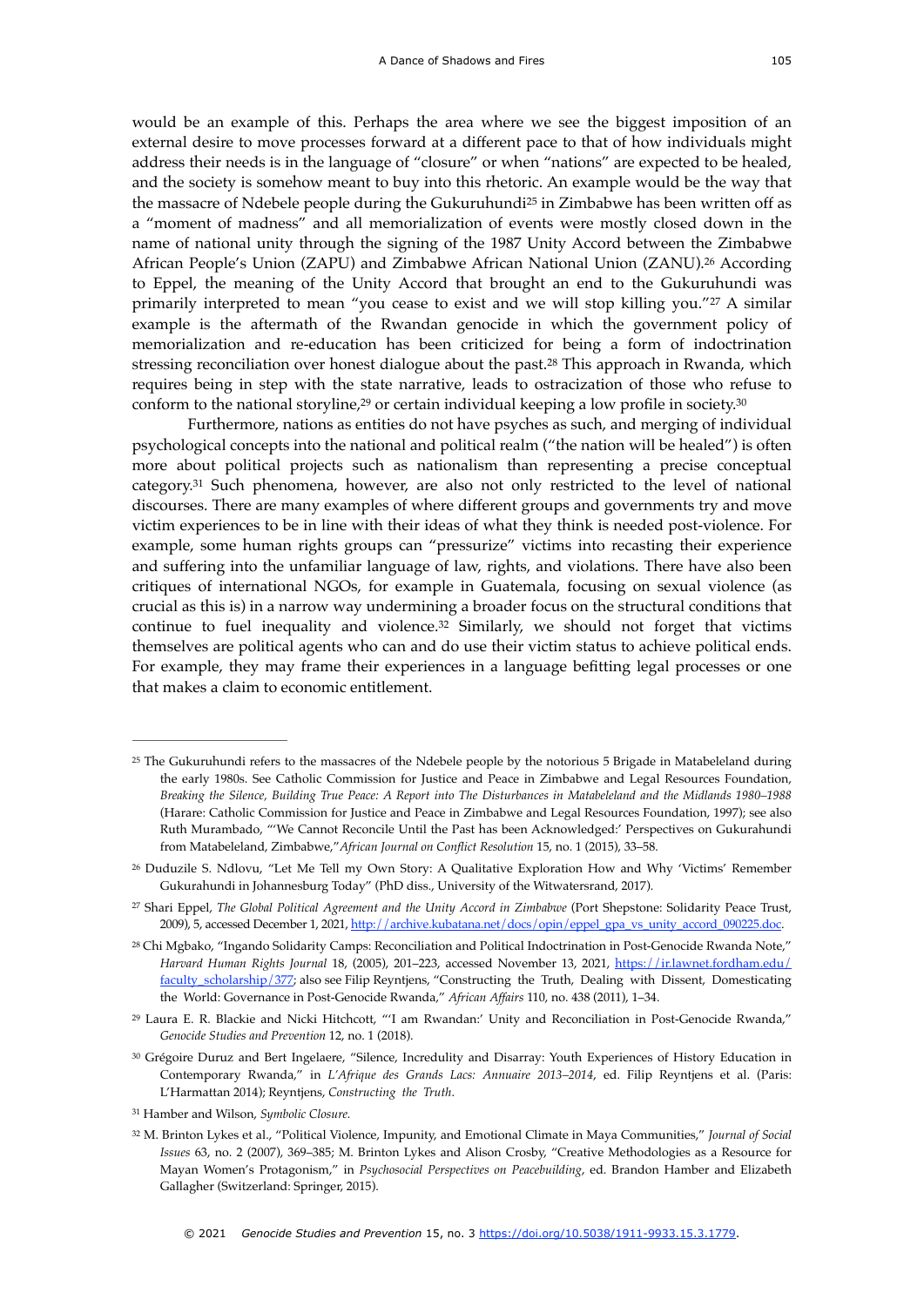would be an example of this. Perhaps the area where we see the biggest imposition of an external desire to move processes forward at a different pace to that of how individuals might address their needs is in the language of "closure" or when "nations" are expected to be healed, and the society is somehow meant to buy into this rhetoric. An example would be the way that the massacre of Ndebele people during the Gukuruhundi[25] in Zimbabwe has been written off as a "moment of madness" and all memorialization of events were mostly closed down in the name of national unity through the signing of the 1987 Unity Accord between the Zimbabwe African People's Union (ZAPU) and Zimbabwe African National Union (ZANU).[26] According to Eppel, the meaning of the Unity Accord that brought an end to the Gukuruhundi was primarily interpreted to mean "you cease to exist and we will stop killing you."[27] A similar example is the aftermath of the Rwandan genocide in which the government policy of memorialization and re-education has been criticized for being a form of indoctrination stressing reconciliation over honest dialogue about the past.[28] This approach in Rwanda, which requires being in step with the state narrative, leads to ostracization of those who refuse to conform to the national storyline,[29] or certain individual keeping a low profile in society.[30]

Furthermore, nations as entities do not have psyches as such, and merging of individual psychological concepts into the national and political realm ("the nation will be healed") is often more about political projects such as nationalism than representing a precise conceptual category.[31] Such phenomena, however, are also not only restricted to the level of national discourses. There are many examples of where different groups and governments try and move victim experiences to be in line with their ideas of what they think is needed post-violence. For example, some human rights groups can "pressurize" victims into recasting their experience and suffering into the unfamiliar language of law, rights, and violations. There have also been critiques of international NGOs, for example in Guatemala, focusing on sexual violence (as crucial as this is) in a narrow way undermining a broader focus on the structural conditions that continue to fuel inequality and violence.[32] Similarly, we should not forget that victims themselves are political agents who can and do use their victim status to achieve political ends. For example, they may frame their experiences in a language befitting legal processes or one that makes a claim to economic entitlement.

---

[25] The Gukuruhundi refers to the massacres of the Ndebele people by the notorious 5 Brigade in Matabeleland during the early 1980s. See Catholic Commission for Justice and Peace in Zimbabwe and Legal Resources Foundation, *Breaking the Silence, Building True Peace: A Report into The Disturbances in Matabeleland and the Midlands 1980–1988* (Harare: Catholic Commission for Justice and Peace in Zimbabwe and Legal Resources Foundation, 1997); see also Ruth Murambado, "'We Cannot Reconcile Until the Past has been Acknowledged:' Perspectives on Gukurahundi from Matabeleland, Zimbabwe," *African Journal on Conflict Resolution* 15, no. 1 (2015), 33–58.

[26] Duduzile S. Ndlovu, "Let Me Tell my Own Story: A Qualitative Exploration How and Why 'Victims' Remember Gukurahundi in Johannesburg Today" (PhD diss., University of the Witwatersrand, 2017).

[27] Shari Eppel, *The Global Political Agreement and the Unity Accord in Zimbabwe* (Port Shepstone: Solidarity Peace Trust, 2009), 5, accessed December 1, 2021, http://archive.kubatana.net/docs/opin/eppel_gpa_vs_unity_accord_090225.doc.

[28] Chi Mgbako, "Ingando Solidarity Camps: Reconciliation and Political Indoctrination in Post-Genocide Rwanda Note," *Harvard Human Rights Journal* 18, (2005), 201–223, accessed November 13, 2021, https://ir.lawnet.fordham.edu/faculty_scholarship/377; also see Filip Reyntjens, "Constructing the Truth, Dealing with Dissent, Domesticating the World: Governance in Post-Genocide Rwanda," *African Affairs* 110, no. 438 (2011), 1–34.

[29] Laura E. R. Blackie and Nicki Hitchcott, "'I am Rwandan:' Unity and Reconciliation in Post-Genocide Rwanda," *Genocide Studies and Prevention* 12, no. 1 (2018).

[30] Grégoire Duruz and Bert Ingelaere, "Silence, Incredulity and Disarray: Youth Experiences of History Education in Contemporary Rwanda," in *L'Afrique des Grands Lacs: Annuaire 2013–2014*, ed. Filip Reyntjens et al. (Paris: L'Harmattan 2014); Reyntjens, *Constructing the Truth*.

[31] Hamber and Wilson, *Symbolic Closure*.

[32] M. Brinton Lykes et al., "Political Violence, Impunity, and Emotional Climate in Maya Communities," *Journal of Social Issues* 63, no. 2 (2007), 369–385; M. Brinton Lykes and Alison Crosby, "Creative Methodologies as a Resource for Mayan Women's Protagonism," in *Psychosocial Perspectives on Peacebuilding*, ed. Brandon Hamber and Elizabeth Gallagher (Switzerland: Springer, 2015).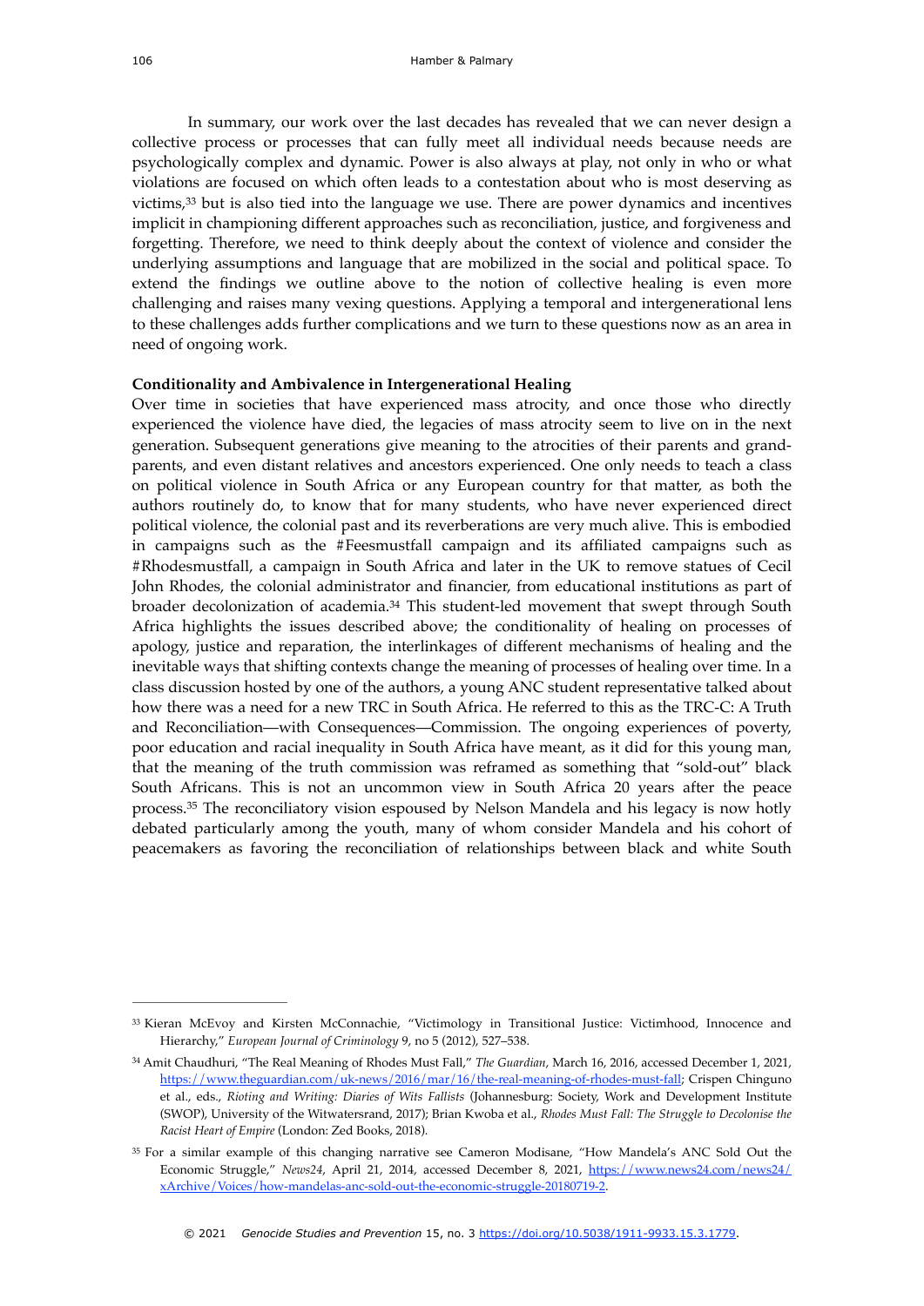In summary, our work over the last decades has revealed that we can never design a collective process or processes that can fully meet all individual needs because needs are psychologically complex and dynamic. Power is also always at play, not only in who or what violations are focused on which often leads to a contestation about who is most deserving as victims,[33] but is also tied into the language we use. There are power dynamics and incentives implicit in championing different approaches such as reconciliation, justice, and forgiveness and forgetting. Therefore, we need to think deeply about the context of violence and consider the underlying assumptions and language that are mobilized in the social and political space. To extend the findings we outline above to the notion of collective healing is even more challenging and raises many vexing questions. Applying a temporal and intergenerational lens to these challenges adds further complications and we turn to these questions now as an area in need of ongoing work.

**Conditionality and Ambivalence in Intergenerational Healing**

Over time in societies that have experienced mass atrocity, and once those who directly experienced the violence have died, the legacies of mass atrocity seem to live on in the next generation. Subsequent generations give meaning to the atrocities of their parents and grand-parents, and even distant relatives and ancestors experienced. One only needs to teach a class on political violence in South Africa or any European country for that matter, as both the authors routinely do, to know that for many students, who have never experienced direct political violence, the colonial past and its reverberations are very much alive. This is embodied in campaigns such as the #Feesmustfall campaign and its affiliated campaigns such as #Rhodesmustfall, a campaign in South Africa and later in the UK to remove statues of Cecil John Rhodes, the colonial administrator and financier, from educational institutions as part of broader decolonization of academia.[34] This student-led movement that swept through South Africa highlights the issues described above; the conditionality of healing on processes of apology, justice and reparation, the interlinkages of different mechanisms of healing and the inevitable ways that shifting contexts change the meaning of processes of healing over time. In a class discussion hosted by one of the authors, a young ANC student representative talked about how there was a need for a new TRC in South Africa. He referred to this as the TRC-C: A Truth and Reconciliation—with Consequences—Commission. The ongoing experiences of poverty, poor education and racial inequality in South Africa have meant, as it did for this young man, that the meaning of the truth commission was reframed as something that "sold-out" black South Africans. This is not an uncommon view in South Africa 20 years after the peace process.[35] The reconciliatory vision espoused by Nelson Mandela and his legacy is now hotly debated particularly among the youth, many of whom consider Mandela and his cohort of peacemakers as favoring the reconciliation of relationships between black and white South

---

[33] Kieran McEvoy and Kirsten McConnachie, "Victimology in Transitional Justice: Victimhood, Innocence and Hierarchy," *European Journal of Criminology* 9, no 5 (2012), 527–538.

[34] Amit Chaudhuri, "The Real Meaning of Rhodes Must Fall," *The Guardian*, March 16, 2016, accessed December 1, 2021, https://www.theguardian.com/uk-news/2016/mar/16/the-real-meaning-of-rhodes-must-fall; Crispen Chinguno et al., eds., *Rioting and Writing: Diaries of Wits Fallists* (Johannesburg: Society, Work and Development Institute (SWOP), University of the Witwatersrand, 2017); Brian Kwoba et al., *Rhodes Must Fall: The Struggle to Decolonise the Racist Heart of Empire* (London: Zed Books, 2018).

[35] For a similar example of this changing narrative see Cameron Modisane, "How Mandela's ANC Sold Out the Economic Struggle," *News24*, April 21, 2014, accessed December 8, 2021, https://www.news24.com/news24/xArchive/Voices/how-mandelas-anc-sold-out-the-economic-struggle-20180719-2.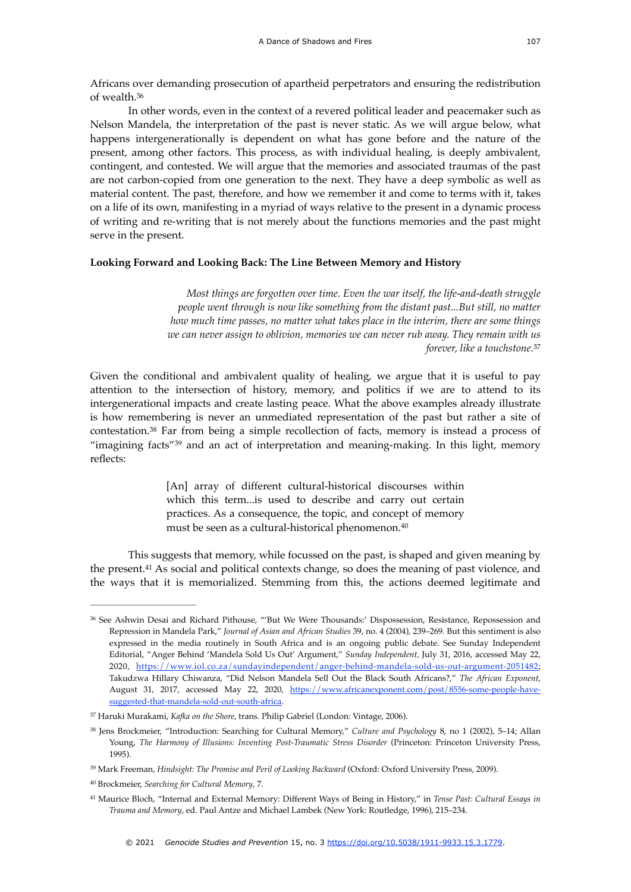Africans over demanding prosecution of apartheid perpetrators and ensuring the redistribution of wealth.[36]

In other words, even in the context of a revered political leader and peacemaker such as Nelson Mandela, the interpretation of the past is never static. As we will argue below, what happens intergenerationally is dependent on what has gone before and the nature of the present, among other factors. This process, as with individual healing, is deeply ambivalent, contingent, and contested. We will argue that the memories and associated traumas of the past are not carbon-copied from one generation to the next. They have a deep symbolic as well as material content. The past, therefore, and how we remember it and come to terms with it, takes on a life of its own, manifesting in a myriad of ways relative to the present in a dynamic process of writing and re-writing that is not merely about the functions memories and the past might serve in the present.

**Looking Forward and Looking Back: The Line Between Memory and History**

> *Most things are forgotten over time. Even the war itself, the life-and-death struggle people went through is now like something from the distant past...But still, no matter how much time passes, no matter what takes place in the interim, there are some things we can never assign to oblivion, memories we can never rub away. They remain with us forever, like a touchstone.*[37]

Given the conditional and ambivalent quality of healing, we argue that it is useful to pay attention to the intersection of history, memory, and politics if we are to attend to its intergenerational impacts and create lasting peace. What the above examples already illustrate is how remembering is never an unmediated representation of the past but rather a site of contestation.[38] Far from being a simple recollection of facts, memory is instead a process of "imagining facts"[39] and an act of interpretation and meaning-making. In this light, memory reflects:

> [An] array of different cultural-historical discourses within which this term...is used to describe and carry out certain practices. As a consequence, the topic, and concept of memory must be seen as a cultural-historical phenomenon.[40]

This suggests that memory, while focussed on the past, is shaped and given meaning by the present.[41] As social and political contexts change, so does the meaning of past violence, and the ways that it is memorialized. Stemming from this, the actions deemed legitimate and

---

[36] See Ashwin Desai and Richard Pithouse, "'But We Were Thousands:' Dispossession, Resistance, Repossession and Repression in Mandela Park," *Journal of Asian and African Studies* 39, no. 4 (2004), 239–269. But this sentiment is also expressed in the media routinely in South Africa and is an ongoing public debate. See Sunday Independent Editorial, "Anger Behind 'Mandela Sold Us Out' Argument," *Sunday Independent*, July 31, 2016, accessed May 22, 2020, https://www.iol.co.za/sundayindependent/anger-behind-mandela-sold-us-out-argument-2051482; Takudzwa Hillary Chiwanza, "Did Nelson Mandela Sell Out the Black South Africans?," *The African Exponent*, August 31, 2017, accessed May 22, 2020, https://www.africanexponent.com/post/8556-some-people-have-suggested-that-mandela-sold-out-south-africa.

[37] Haruki Murakami, *Kafka on the Shore*, trans. Philip Gabriel (London: Vintage, 2006).

[38] Jens Brockmeier, "Introduction: Searching for Cultural Memory," *Culture and Psychology* 8, no 1 (2002), 5–14; Allan Young, *The Harmony of Illusions: Inventing Post-Traumatic Stress Disorder* (Princeton: Princeton University Press, 1995).

[39] Mark Freeman, *Hindsight: The Promise and Peril of Looking Backward* (Oxford: Oxford University Press, 2009).

[40] Brockmeier, *Searching for Cultural Memory*, 7.

[41] Maurice Bloch, "Internal and External Memory: Different Ways of Being in History," in *Tense Past: Cultural Essays in Trauma and Memory*, ed. Paul Antze and Michael Lambek (New York: Routledge, 1996), 215–234.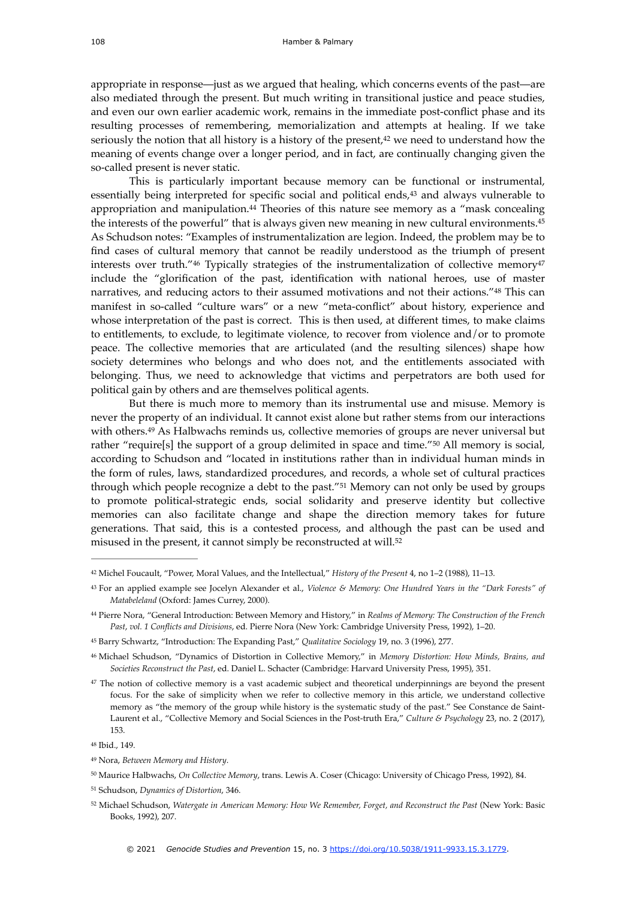appropriate in response—just as we argued that healing, which concerns events of the past—are also mediated through the present. But much writing in transitional justice and peace studies, and even our own earlier academic work, remains in the immediate post-conflict phase and its resulting processes of remembering, memorialization and attempts at healing. If we take seriously the notion that all history is a history of the present,[42] we need to understand how the meaning of events change over a longer period, and in fact, are continually changing given the so-called present is never static.

This is particularly important because memory can be functional or instrumental, essentially being interpreted for specific social and political ends,[43] and always vulnerable to appropriation and manipulation.[44] Theories of this nature see memory as a "mask concealing the interests of the powerful" that is always given new meaning in new cultural environments.[45] As Schudson notes: "Examples of instrumentalization are legion. Indeed, the problem may be to find cases of cultural memory that cannot be readily understood as the triumph of present interests over truth."[46] Typically strategies of the instrumentalization of collective memory[47] include the "glorification of the past, identification with national heroes, use of master narratives, and reducing actors to their assumed motivations and not their actions."[48] This can manifest in so-called "culture wars" or a new "meta-conflict" about history, experience and whose interpretation of the past is correct. This is then used, at different times, to make claims to entitlements, to exclude, to legitimate violence, to recover from violence and/or to promote peace. The collective memories that are articulated (and the resulting silences) shape how society determines who belongs and who does not, and the entitlements associated with belonging. Thus, we need to acknowledge that victims and perpetrators are both used for political gain by others and are themselves political agents.

But there is much more to memory than its instrumental use and misuse. Memory is never the property of an individual. It cannot exist alone but rather stems from our interactions with others.[49] As Halbwachs reminds us, collective memories of groups are never universal but rather "require[s] the support of a group delimited in space and time."[50] All memory is social, according to Schudson and "located in institutions rather than in individual human minds in the form of rules, laws, standardized procedures, and records, a whole set of cultural practices through which people recognize a debt to the past."[51] Memory can not only be used by groups to promote political-strategic ends, social solidarity and preserve identity but collective memories can also facilitate change and shape the direction memory takes for future generations. That said, this is a contested process, and although the past can be used and misused in the present, it cannot simply be reconstructed at will.[52]

---

[42] Michel Foucault, "Power, Moral Values, and the Intellectual," *History of the Present* 4, no 1–2 (1988), 11–13.

[43] For an applied example see Jocelyn Alexander et al., *Violence & Memory: One Hundred Years in the "Dark Forests" of Matabeleland* (Oxford: James Currey, 2000).

[44] Pierre Nora, "General Introduction: Between Memory and History," in *Realms of Memory: The Construction of the French Past, vol. 1 Conflicts and Divisions*, ed. Pierre Nora (New York: Cambridge University Press, 1992), 1–20.

[45] Barry Schwartz, "Introduction: The Expanding Past," *Qualitative Sociology* 19, no. 3 (1996), 277.

[46] Michael Schudson, "Dynamics of Distortion in Collective Memory," in *Memory Distortion: How Minds, Brains, and Societies Reconstruct the Past*, ed. Daniel L. Schacter (Cambridge: Harvard University Press, 1995), 351.

[47] The notion of collective memory is a vast academic subject and theoretical underpinnings are beyond the present focus. For the sake of simplicity when we refer to collective memory in this article, we understand collective memory as "the memory of the group while history is the systematic study of the past." See Constance de Saint-Laurent et al., "Collective Memory and Social Sciences in the Post-truth Era," *Culture & Psychology* 23, no. 2 (2017), 153.

[48] Ibid., 149.

[49] Nora, *Between Memory and History*.

[50] Maurice Halbwachs, *On Collective Memory*, trans. Lewis A. Coser (Chicago: University of Chicago Press, 1992), 84.

[51] Schudson, *Dynamics of Distortion*, 346.

[52] Michael Schudson, *Watergate in American Memory: How We Remember, Forget, and Reconstruct the Past* (New York: Basic Books, 1992), 207.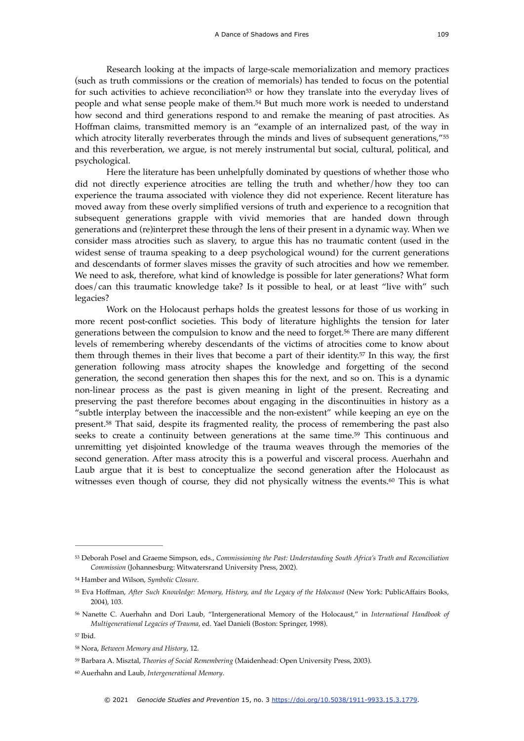Research looking at the impacts of large-scale memorialization and memory practices (such as truth commissions or the creation of memorials) has tended to focus on the potential for such activities to achieve reconciliation[53] or how they translate into the everyday lives of people and what sense people make of them.[54] But much more work is needed to understand how second and third generations respond to and remake the meaning of past atrocities. As Hoffman claims, transmitted memory is an "example of an internalized past, of the way in which atrocity literally reverberates through the minds and lives of subsequent generations,"[55] and this reverberation, we argue, is not merely instrumental but social, cultural, political, and psychological.

Here the literature has been unhelpfully dominated by questions of whether those who did not directly experience atrocities are telling the truth and whether/how they too can experience the trauma associated with violence they did not experience. Recent literature has moved away from these overly simplified versions of truth and experience to a recognition that subsequent generations grapple with vivid memories that are handed down through generations and (re)interpret these through the lens of their present in a dynamic way. When we consider mass atrocities such as slavery, to argue this has no traumatic content (used in the widest sense of trauma speaking to a deep psychological wound) for the current generations and descendants of former slaves misses the gravity of such atrocities and how we remember. We need to ask, therefore, what kind of knowledge is possible for later generations? What form does/can this traumatic knowledge take? Is it possible to heal, or at least "live with" such legacies?

Work on the Holocaust perhaps holds the greatest lessons for those of us working in more recent post-conflict societies. This body of literature highlights the tension for later generations between the compulsion to know and the need to forget.[56] There are many different levels of remembering whereby descendants of the victims of atrocities come to know about them through themes in their lives that become a part of their identity.[57] In this way, the first generation following mass atrocity shapes the knowledge and forgetting of the second generation, the second generation then shapes this for the next, and so on. This is a dynamic non-linear process as the past is given meaning in light of the present. Recreating and preserving the past therefore becomes about engaging in the discontinuities in history as a "subtle interplay between the inaccessible and the non-existent" while keeping an eye on the present.[58] That said, despite its fragmented reality, the process of remembering the past also seeks to create a continuity between generations at the same time.[59] This continuous and unremitting yet disjointed knowledge of the trauma weaves through the memories of the second generation. After mass atrocity this is a powerful and visceral process. Auerhahn and Laub argue that it is best to conceptualize the second generation after the Holocaust as witnesses even though of course, they did not physically witness the events.[60] This is what

---

[53] Deborah Posel and Graeme Simpson, eds., *Commissioning the Past: Understanding South Africa's Truth and Reconciliation Commission* (Johannesburg: Witwatersrand University Press, 2002).

[54] Hamber and Wilson, *Symbolic Closure*.

[55] Eva Hoffman, *After Such Knowledge: Memory, History, and the Legacy of the Holocaust* (New York: PublicAffairs Books, 2004), 103.

[56] Nanette C. Auerhahn and Dori Laub, "Intergenerational Memory of the Holocaust," in *International Handbook of Multigenerational Legacies of Trauma*, ed. Yael Danieli (Boston: Springer, 1998).

[57] Ibid.

[58] Nora, *Between Memory and History*, 12.

[59] Barbara A. Misztal, *Theories of Social Remembering* (Maidenhead: Open University Press, 2003).

[60] Auerhahn and Laub, *Intergenerational Memory*.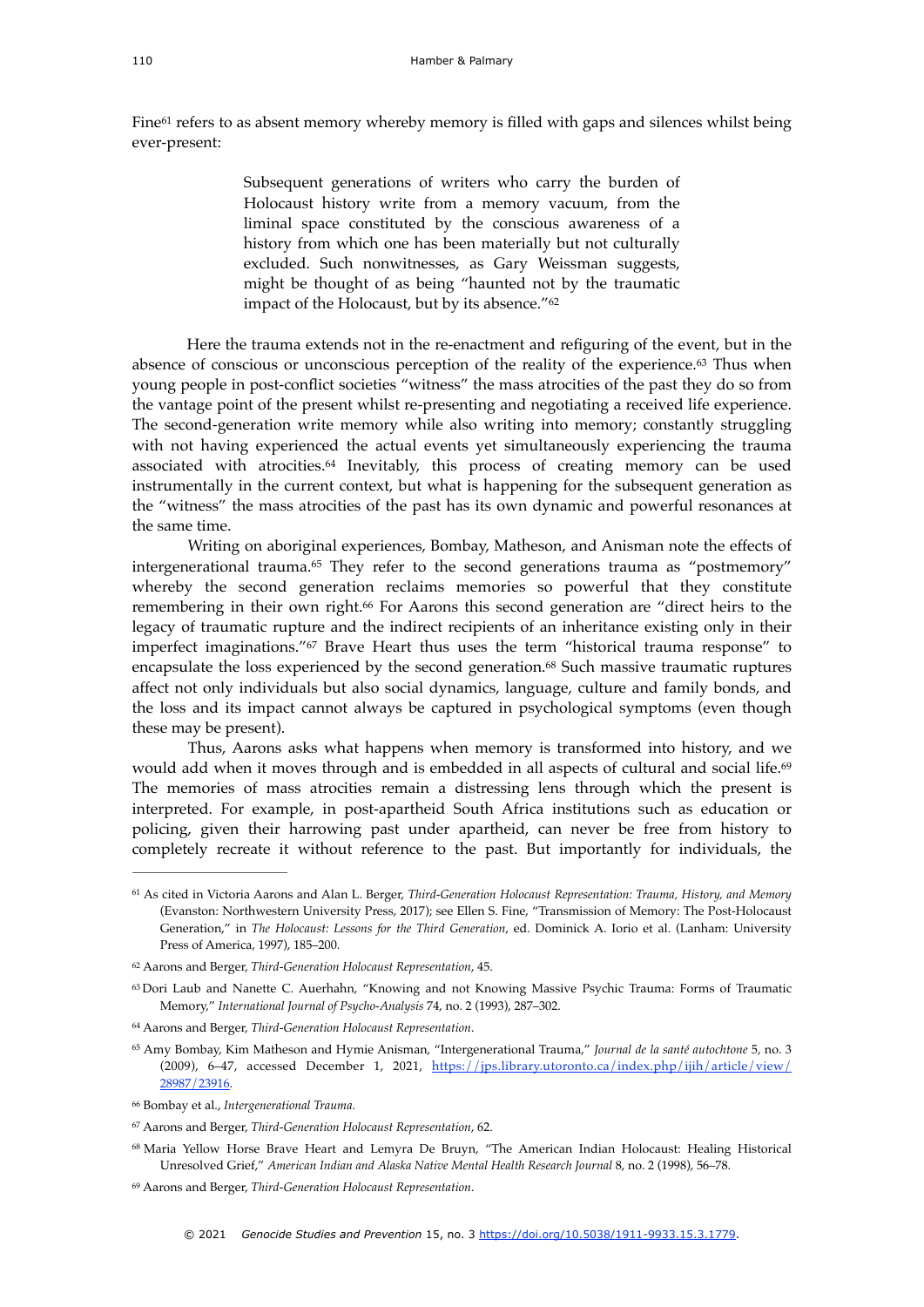Fine[61] refers to as absent memory whereby memory is filled with gaps and silences whilst being ever-present:

> Subsequent generations of writers who carry the burden of Holocaust history write from a memory vacuum, from the liminal space constituted by the conscious awareness of a history from which one has been materially but not culturally excluded. Such nonwitnesses, as Gary Weissman suggests, might be thought of as being "haunted not by the traumatic impact of the Holocaust, but by its absence."[62]

Here the trauma extends not in the re-enactment and refiguring of the event, but in the absence of conscious or unconscious perception of the reality of the experience.[63] Thus when young people in post-conflict societies "witness" the mass atrocities of the past they do so from the vantage point of the present whilst re-presenting and negotiating a received life experience. The second-generation write memory while also writing into memory; constantly struggling with not having experienced the actual events yet simultaneously experiencing the trauma associated with atrocities.[64] Inevitably, this process of creating memory can be used instrumentally in the current context, but what is happening for the subsequent generation as the "witness" the mass atrocities of the past has its own dynamic and powerful resonances at the same time.

Writing on aboriginal experiences, Bombay, Matheson, and Anisman note the effects of intergenerational trauma.[65] They refer to the second generations trauma as "postmemory" whereby the second generation reclaims memories so powerful that they constitute remembering in their own right.[66] For Aarons this second generation are "direct heirs to the legacy of traumatic rupture and the indirect recipients of an inheritance existing only in their imperfect imaginations."[67] Brave Heart thus uses the term "historical trauma response" to encapsulate the loss experienced by the second generation.[68] Such massive traumatic ruptures affect not only individuals but also social dynamics, language, culture and family bonds, and the loss and its impact cannot always be captured in psychological symptoms (even though these may be present).

Thus, Aarons asks what happens when memory is transformed into history, and we would add when it moves through and is embedded in all aspects of cultural and social life.[69] The memories of mass atrocities remain a distressing lens through which the present is interpreted. For example, in post-apartheid South Africa institutions such as education or policing, given their harrowing past under apartheid, can never be free from history to completely recreate it without reference to the past. But importantly for individuals, the

---

[61] As cited in Victoria Aarons and Alan L. Berger, *Third-Generation Holocaust Representation: Trauma, History, and Memory* (Evanston: Northwestern University Press, 2017); see Ellen S. Fine, "Transmission of Memory: The Post-Holocaust Generation," in *The Holocaust: Lessons for the Third Generation*, ed. Dominick A. Iorio et al. (Lanham: University Press of America, 1997), 185–200.

[62] Aarons and Berger, *Third-Generation Holocaust Representation*, 45.

[63] Dori Laub and Nanette C. Auerhahn, "Knowing and not Knowing Massive Psychic Trauma: Forms of Traumatic Memory," *International Journal of Psycho-Analysis* 74, no. 2 (1993), 287–302.

[64] Aarons and Berger, *Third-Generation Holocaust Representation*.

[65] Amy Bombay, Kim Matheson and Hymie Anisman, "Intergenerational Trauma," *Journal de la santé autochtone* 5, no. 3 (2009), 6–47, accessed December 1, 2021, https://jps.library.utoronto.ca/index.php/ijih/article/view/28987/23916.

[66] Bombay et al., *Intergenerational Trauma*.

[67] Aarons and Berger, *Third-Generation Holocaust Representation*, 62.

[68] Maria Yellow Horse Brave Heart and Lemyra De Bruyn, "The American Indian Holocaust: Healing Historical Unresolved Grief," *American Indian and Alaska Native Mental Health Research Journal* 8, no. 2 (1998), 56–78.

[69] Aarons and Berger, *Third-Generation Holocaust Representation*.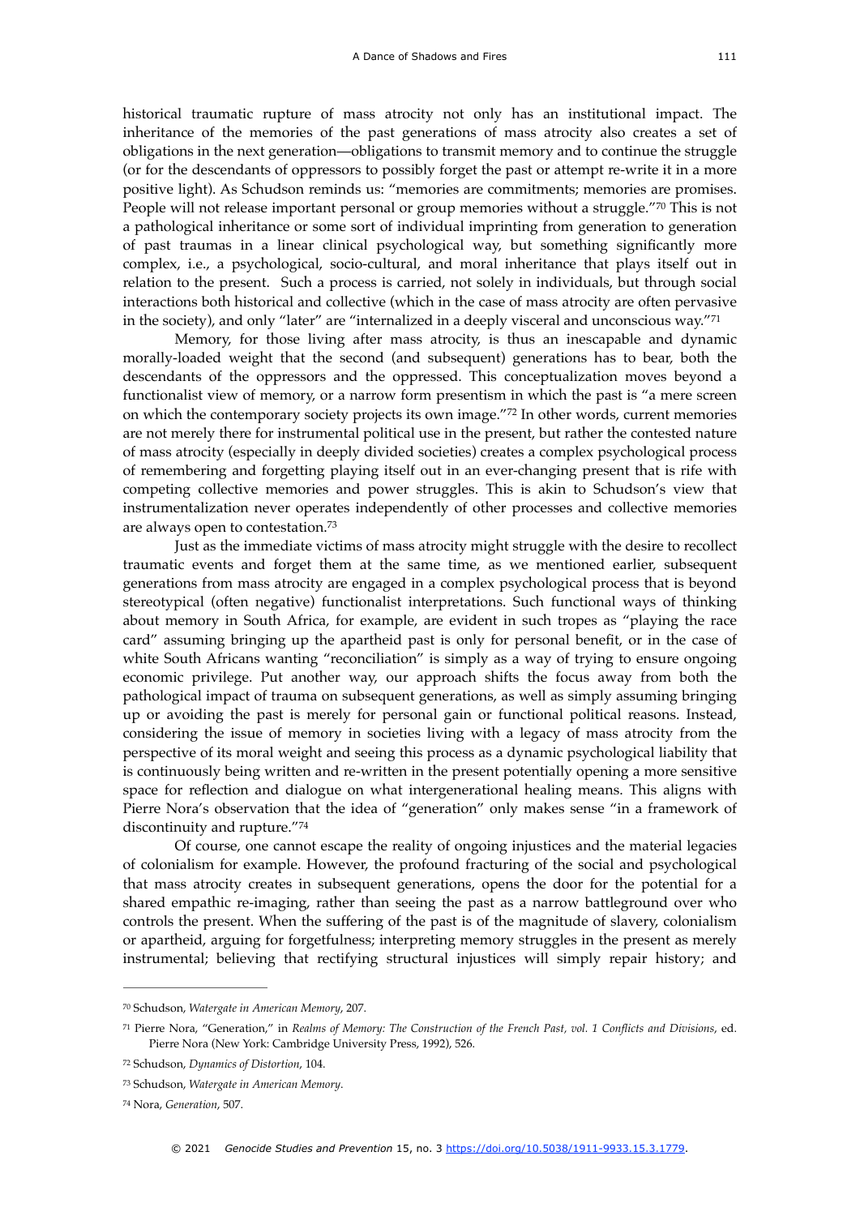historical traumatic rupture of mass atrocity not only has an institutional impact. The inheritance of the memories of the past generations of mass atrocity also creates a set of obligations in the next generation—obligations to transmit memory and to continue the struggle (or for the descendants of oppressors to possibly forget the past or attempt re-write it in a more positive light). As Schudson reminds us: "memories are commitments; memories are promises. People will not release important personal or group memories without a struggle."[70] This is not a pathological inheritance or some sort of individual imprinting from generation to generation of past traumas in a linear clinical psychological way, but something significantly more complex, i.e., a psychological, socio-cultural, and moral inheritance that plays itself out in relation to the present. Such a process is carried, not solely in individuals, but through social interactions both historical and collective (which in the case of mass atrocity are often pervasive in the society), and only "later" are "internalized in a deeply visceral and unconscious way."[71]

Memory, for those living after mass atrocity, is thus an inescapable and dynamic morally-loaded weight that the second (and subsequent) generations has to bear, both the descendants of the oppressors and the oppressed. This conceptualization moves beyond a functionalist view of memory, or a narrow form presentism in which the past is "a mere screen on which the contemporary society projects its own image."[72] In other words, current memories are not merely there for instrumental political use in the present, but rather the contested nature of mass atrocity (especially in deeply divided societies) creates a complex psychological process of remembering and forgetting playing itself out in an ever-changing present that is rife with competing collective memories and power struggles. This is akin to Schudson's view that instrumentalization never operates independently of other processes and collective memories are always open to contestation.[73]

Just as the immediate victims of mass atrocity might struggle with the desire to recollect traumatic events and forget them at the same time, as we mentioned earlier, subsequent generations from mass atrocity are engaged in a complex psychological process that is beyond stereotypical (often negative) functionalist interpretations. Such functional ways of thinking about memory in South Africa, for example, are evident in such tropes as "playing the race card" assuming bringing up the apartheid past is only for personal benefit, or in the case of white South Africans wanting "reconciliation" is simply as a way of trying to ensure ongoing economic privilege. Put another way, our approach shifts the focus away from both the pathological impact of trauma on subsequent generations, as well as simply assuming bringing up or avoiding the past is merely for personal gain or functional political reasons. Instead, considering the issue of memory in societies living with a legacy of mass atrocity from the perspective of its moral weight and seeing this process as a dynamic psychological liability that is continuously being written and re-written in the present potentially opening a more sensitive space for reflection and dialogue on what intergenerational healing means. This aligns with Pierre Nora's observation that the idea of "generation" only makes sense "in a framework of discontinuity and rupture."[74]

Of course, one cannot escape the reality of ongoing injustices and the material legacies of colonialism for example. However, the profound fracturing of the social and psychological that mass atrocity creates in subsequent generations, opens the door for the potential for a shared empathic re-imaging, rather than seeing the past as a narrow battleground over who controls the present. When the suffering of the past is of the magnitude of slavery, colonialism or apartheid, arguing for forgetfulness; interpreting memory struggles in the present as merely instrumental; believing that rectifying structural injustices will simply repair history; and

---

[70] Schudson, *Watergate in American Memory*, 207.

[71] Pierre Nora, "Generation," in *Realms of Memory: The Construction of the French Past, vol. 1 Conflicts and Divisions*, ed. Pierre Nora (New York: Cambridge University Press, 1992), 526.

[72] Schudson, *Dynamics of Distortion*, 104.

[73] Schudson, *Watergate in American Memory*.

[74] Nora, *Generation*, 507.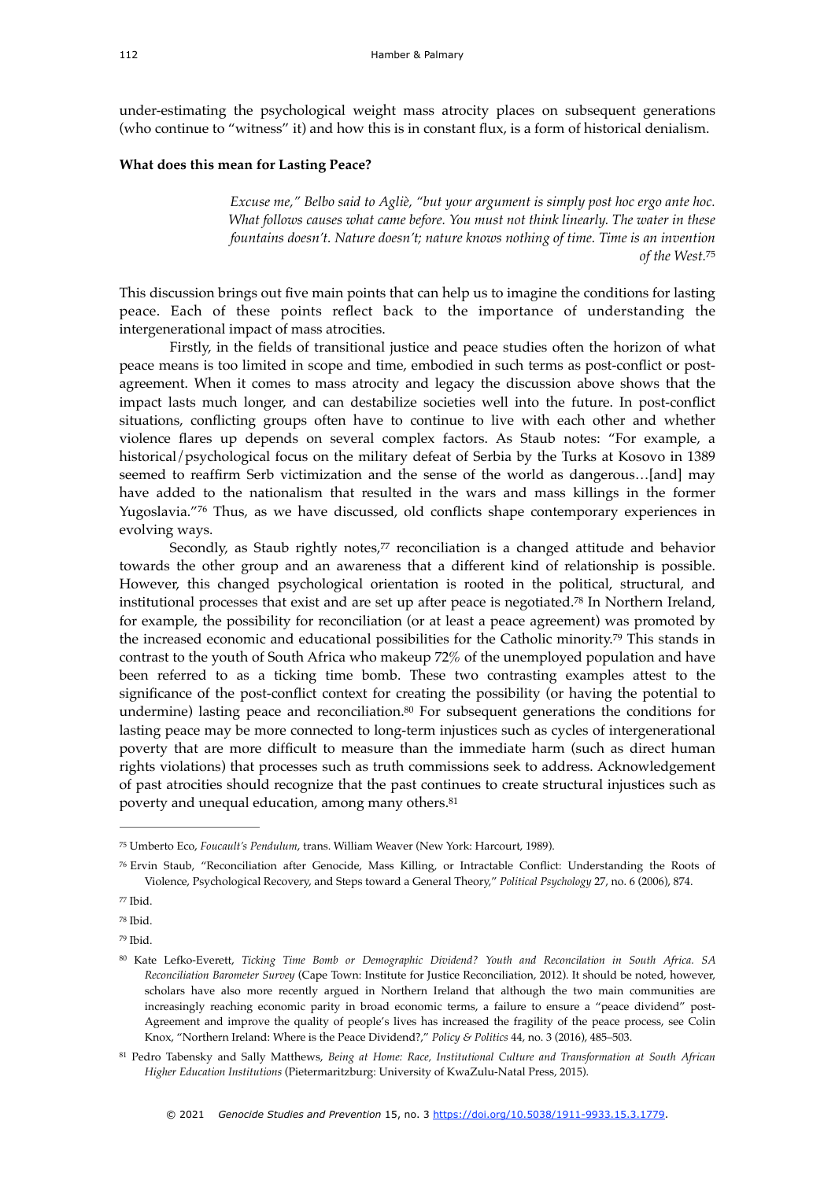under-estimating the psychological weight mass atrocity places on subsequent generations (who continue to "witness" it) and how this is in constant flux, is a form of historical denialism.

**What does this mean for Lasting Peace?**

> *Excuse me," Belbo said to Agliè, "but your argument is simply post hoc ergo ante hoc. What follows causes what came before. You must not think linearly. The water in these fountains doesn't. Nature doesn't; nature knows nothing of time. Time is an invention of the West.*[75]

This discussion brings out five main points that can help us to imagine the conditions for lasting peace. Each of these points reflect back to the importance of understanding the intergenerational impact of mass atrocities.

Firstly, in the fields of transitional justice and peace studies often the horizon of what peace means is too limited in scope and time, embodied in such terms as post-conflict or post-agreement. When it comes to mass atrocity and legacy the discussion above shows that the impact lasts much longer, and can destabilize societies well into the future. In post-conflict situations, conflicting groups often have to continue to live with each other and whether violence flares up depends on several complex factors. As Staub notes: "For example, a historical/psychological focus on the military defeat of Serbia by the Turks at Kosovo in 1389 seemed to reaffirm Serb victimization and the sense of the world as dangerous…[and] may have added to the nationalism that resulted in the wars and mass killings in the former Yugoslavia."[76] Thus, as we have discussed, old conflicts shape contemporary experiences in evolving ways.

Secondly, as Staub rightly notes,[77] reconciliation is a changed attitude and behavior towards the other group and an awareness that a different kind of relationship is possible. However, this changed psychological orientation is rooted in the political, structural, and institutional processes that exist and are set up after peace is negotiated.[78] In Northern Ireland, for example, the possibility for reconciliation (or at least a peace agreement) was promoted by the increased economic and educational possibilities for the Catholic minority.[79] This stands in contrast to the youth of South Africa who makeup 72% of the unemployed population and have been referred to as a ticking time bomb. These two contrasting examples attest to the significance of the post-conflict context for creating the possibility (or having the potential to undermine) lasting peace and reconciliation.[80] For subsequent generations the conditions for lasting peace may be more connected to long-term injustices such as cycles of intergenerational poverty that are more difficult to measure than the immediate harm (such as direct human rights violations) that processes such as truth commissions seek to address. Acknowledgement of past atrocities should recognize that the past continues to create structural injustices such as poverty and unequal education, among many others.[81]

---

[75] Umberto Eco, *Foucault's Pendulum*, trans. William Weaver (New York: Harcourt, 1989).

[76] Ervin Staub, "Reconciliation after Genocide, Mass Killing, or Intractable Conflict: Understanding the Roots of Violence, Psychological Recovery, and Steps toward a General Theory," *Political Psychology* 27, no. 6 (2006), 874.

[77] Ibid.

[78] Ibid.

[79] Ibid.

[80] Kate Lefko-Everett, *Ticking Time Bomb or Demographic Dividend? Youth and Reconcilation in South Africa. SA Reconciliation Barometer Survey* (Cape Town: Institute for Justice Reconciliation, 2012). It should be noted, however, scholars have also more recently argued in Northern Ireland that although the two main communities are increasingly reaching economic parity in broad economic terms, a failure to ensure a "peace dividend" post-Agreement and improve the quality of people's lives has increased the fragility of the peace process, see Colin Knox, "Northern Ireland: Where is the Peace Dividend?," *Policy & Politics* 44, no. 3 (2016), 485–503.

[81] Pedro Tabensky and Sally Matthews, *Being at Home: Race, Institutional Culture and Transformation at South African Higher Education Institutions* (Pietermaritzburg: University of KwaZulu-Natal Press, 2015).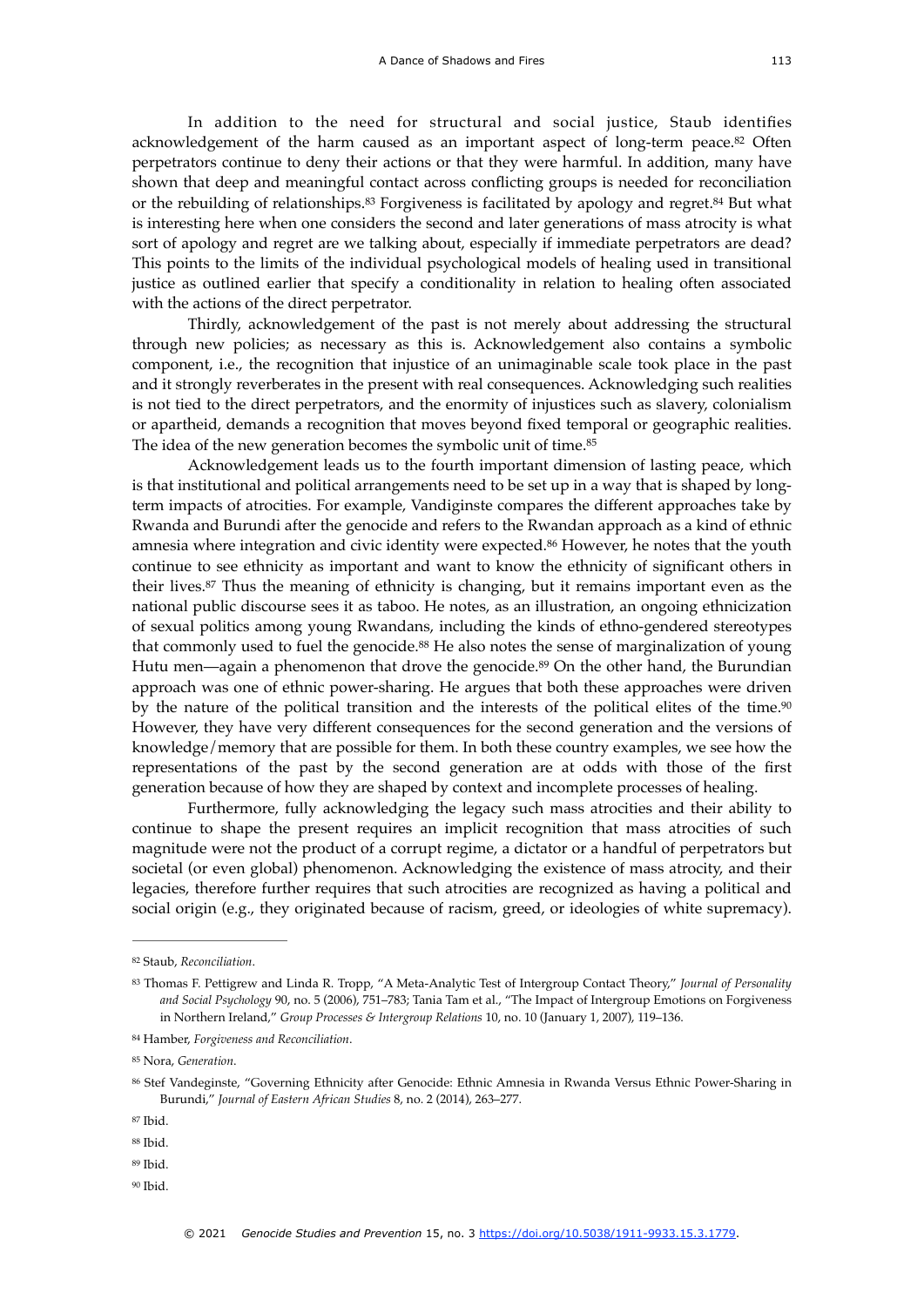In addition to the need for structural and social justice, Staub identifies acknowledgement of the harm caused as an important aspect of long-term peace.[82] Often perpetrators continue to deny their actions or that they were harmful. In addition, many have shown that deep and meaningful contact across conflicting groups is needed for reconciliation or the rebuilding of relationships.[83] Forgiveness is facilitated by apology and regret.[84] But what is interesting here when one considers the second and later generations of mass atrocity is what sort of apology and regret are we talking about, especially if immediate perpetrators are dead? This points to the limits of the individual psychological models of healing used in transitional justice as outlined earlier that specify a conditionality in relation to healing often associated with the actions of the direct perpetrator.

Thirdly, acknowledgement of the past is not merely about addressing the structural through new policies; as necessary as this is. Acknowledgement also contains a symbolic component, i.e., the recognition that injustice of an unimaginable scale took place in the past and it strongly reverberates in the present with real consequences. Acknowledging such realities is not tied to the direct perpetrators, and the enormity of injustices such as slavery, colonialism or apartheid, demands a recognition that moves beyond fixed temporal or geographic realities. The idea of the new generation becomes the symbolic unit of time.[85]

Acknowledgement leads us to the fourth important dimension of lasting peace, which is that institutional and political arrangements need to be set up in a way that is shaped by long-term impacts of atrocities. For example, Vandiginste compares the different approaches take by Rwanda and Burundi after the genocide and refers to the Rwandan approach as a kind of ethnic amnesia where integration and civic identity were expected.[86] However, he notes that the youth continue to see ethnicity as important and want to know the ethnicity of significant others in their lives.[87] Thus the meaning of ethnicity is changing, but it remains important even as the national public discourse sees it as taboo. He notes, as an illustration, an ongoing ethnicization of sexual politics among young Rwandans, including the kinds of ethno-gendered stereotypes that commonly used to fuel the genocide.[88] He also notes the sense of marginalization of young Hutu men—again a phenomenon that drove the genocide.[89] On the other hand, the Burundian approach was one of ethnic power-sharing. He argues that both these approaches were driven by the nature of the political transition and the interests of the political elites of the time.[90] However, they have very different consequences for the second generation and the versions of knowledge/memory that are possible for them. In both these country examples, we see how the representations of the past by the second generation are at odds with those of the first generation because of how they are shaped by context and incomplete processes of healing.

Furthermore, fully acknowledging the legacy such mass atrocities and their ability to continue to shape the present requires an implicit recognition that mass atrocities of such magnitude were not the product of a corrupt regime, a dictator or a handful of perpetrators but societal (or even global) phenomenon. Acknowledging the existence of mass atrocity, and their legacies, therefore further requires that such atrocities are recognized as having a political and social origin (e.g., they originated because of racism, greed, or ideologies of white supremacy).

---

[82] Staub, *Reconciliation*.

[83] Thomas F. Pettigrew and Linda R. Tropp, "A Meta-Analytic Test of Intergroup Contact Theory," *Journal of Personality and Social Psychology* 90, no. 5 (2006), 751–783; Tania Tam et al., "The Impact of Intergroup Emotions on Forgiveness in Northern Ireland," *Group Processes & Intergroup Relations* 10, no. 10 (January 1, 2007), 119–136.

[84] Hamber, *Forgiveness and Reconciliation*.

[85] Nora, *Generation*.

[86] Stef Vandeginste, "Governing Ethnicity after Genocide: Ethnic Amnesia in Rwanda Versus Ethnic Power-Sharing in Burundi," *Journal of Eastern African Studies* 8, no. 2 (2014), 263–277.

[87] Ibid.

[88] Ibid.

[89] Ibid.

[90] Ibid.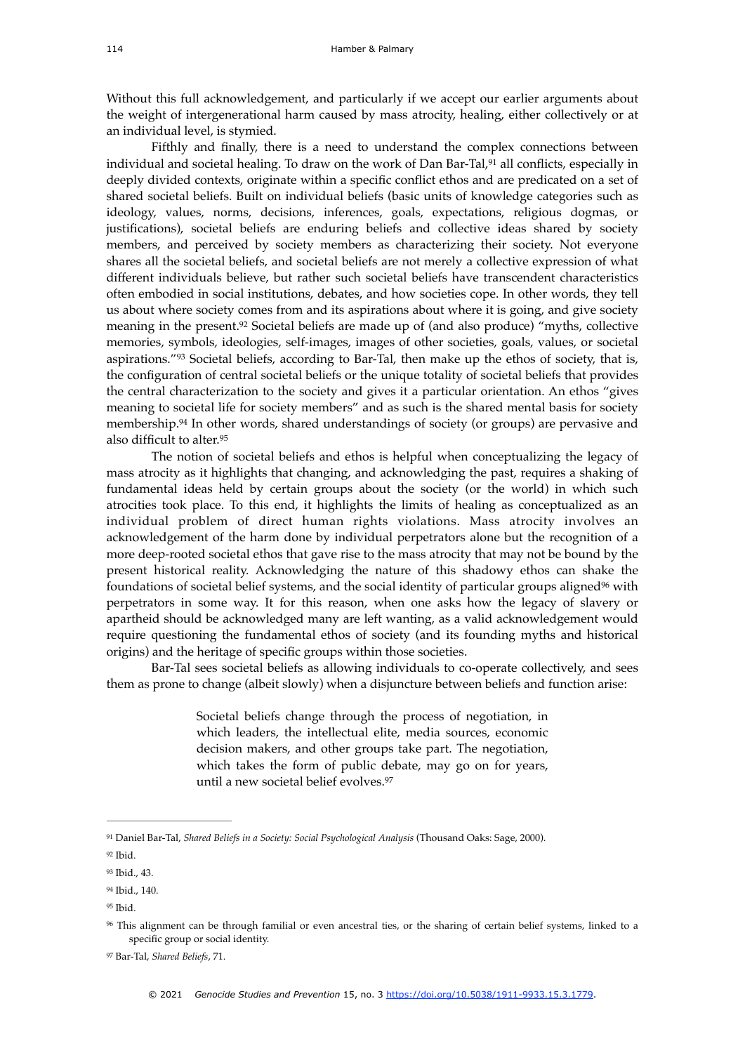Without this full acknowledgement, and particularly if we accept our earlier arguments about the weight of intergenerational harm caused by mass atrocity, healing, either collectively or at an individual level, is stymied.

Fifthly and finally, there is a need to understand the complex connections between individual and societal healing. To draw on the work of Dan Bar-Tal,[91] all conflicts, especially in deeply divided contexts, originate within a specific conflict ethos and are predicated on a set of shared societal beliefs. Built on individual beliefs (basic units of knowledge categories such as ideology, values, norms, decisions, inferences, goals, expectations, religious dogmas, or justifications), societal beliefs are enduring beliefs and collective ideas shared by society members, and perceived by society members as characterizing their society. Not everyone shares all the societal beliefs, and societal beliefs are not merely a collective expression of what different individuals believe, but rather such societal beliefs have transcendent characteristics often embodied in social institutions, debates, and how societies cope. In other words, they tell us about where society comes from and its aspirations about where it is going, and give society meaning in the present.[92] Societal beliefs are made up of (and also produce) "myths, collective memories, symbols, ideologies, self-images, images of other societies, goals, values, or societal aspirations."[93] Societal beliefs, according to Bar-Tal, then make up the ethos of society, that is, the configuration of central societal beliefs or the unique totality of societal beliefs that provides the central characterization to the society and gives it a particular orientation. An ethos "gives meaning to societal life for society members" and as such is the shared mental basis for society membership.[94] In other words, shared understandings of society (or groups) are pervasive and also difficult to alter.[95]

The notion of societal beliefs and ethos is helpful when conceptualizing the legacy of mass atrocity as it highlights that changing, and acknowledging the past, requires a shaking of fundamental ideas held by certain groups about the society (or the world) in which such atrocities took place. To this end, it highlights the limits of healing as conceptualized as an individual problem of direct human rights violations. Mass atrocity involves an acknowledgement of the harm done by individual perpetrators alone but the recognition of a more deep-rooted societal ethos that gave rise to the mass atrocity that may not be bound by the present historical reality. Acknowledging the nature of this shadowy ethos can shake the foundations of societal belief systems, and the social identity of particular groups aligned[96] with perpetrators in some way. It for this reason, when one asks how the legacy of slavery or apartheid should be acknowledged many are left wanting, as a valid acknowledgement would require questioning the fundamental ethos of society (and its founding myths and historical origins) and the heritage of specific groups within those societies.

Bar-Tal sees societal beliefs as allowing individuals to co-operate collectively, and sees them as prone to change (albeit slowly) when a disjuncture between beliefs and function arise:

> Societal beliefs change through the process of negotiation, in which leaders, the intellectual elite, media sources, economic decision makers, and other groups take part. The negotiation, which takes the form of public debate, may go on for years, until a new societal belief evolves.[97]

---

[91] Daniel Bar-Tal, *Shared Beliefs in a Society: Social Psychological Analysis* (Thousand Oaks: Sage, 2000).

[92] Ibid.

[93] Ibid., 43.

[94] Ibid., 140.

[95] Ibid.

[96] This alignment can be through familial or even ancestral ties, or the sharing of certain belief systems, linked to a specific group or social identity.

[97] Bar-Tal, *Shared Beliefs*, 71.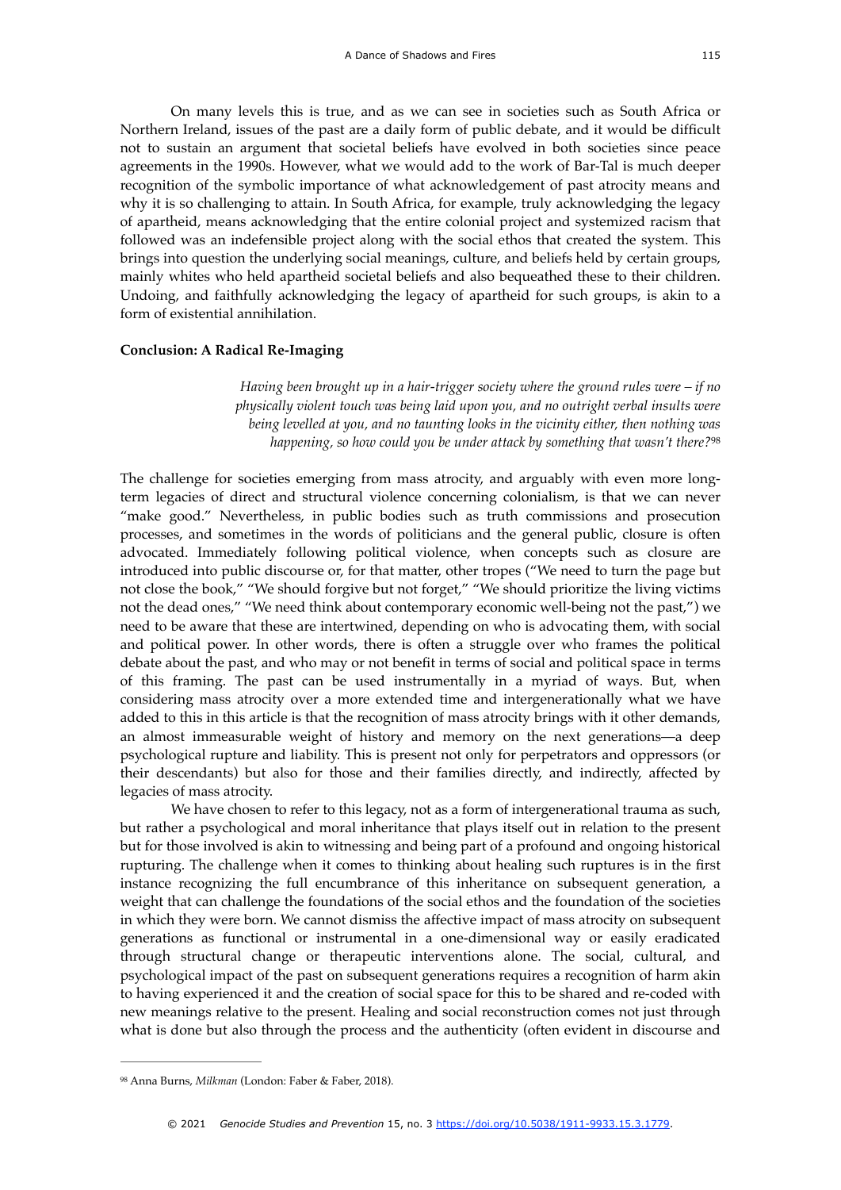On many levels this is true, and as we can see in societies such as South Africa or Northern Ireland, issues of the past are a daily form of public debate, and it would be difficult not to sustain an argument that societal beliefs have evolved in both societies since peace agreements in the 1990s. However, what we would add to the work of Bar-Tal is much deeper recognition of the symbolic importance of what acknowledgement of past atrocity means and why it is so challenging to attain. In South Africa, for example, truly acknowledging the legacy of apartheid, means acknowledging that the entire colonial project and systemized racism that followed was an indefensible project along with the social ethos that created the system. This brings into question the underlying social meanings, culture, and beliefs held by certain groups, mainly whites who held apartheid societal beliefs and also bequeathed these to their children. Undoing, and faithfully acknowledging the legacy of apartheid for such groups, is akin to a form of existential annihilation.

## Conclusion: A Radical Re-Imaging

> *Having been brought up in a hair-trigger society where the ground rules were – if no physically violent touch was being laid upon you, and no outright verbal insults were being levelled at you, and no taunting looks in the vicinity either, then nothing was happening, so how could you be under attack by something that wasn't there?*[98]

The challenge for societies emerging from mass atrocity, and arguably with even more long-term legacies of direct and structural violence concerning colonialism, is that we can never "make good." Nevertheless, in public bodies such as truth commissions and prosecution processes, and sometimes in the words of politicians and the general public, closure is often advocated. Immediately following political violence, when concepts such as closure are introduced into public discourse or, for that matter, other tropes ("We need to turn the page but not close the book," "We should forgive but not forget," "We should prioritize the living victims not the dead ones," "We need think about contemporary economic well-being not the past,") we need to be aware that these are intertwined, depending on who is advocating them, with social and political power. In other words, there is often a struggle over who frames the political debate about the past, and who may or not benefit in terms of social and political space in terms of this framing. The past can be used instrumentally in a myriad of ways. But, when considering mass atrocity over a more extended time and intergenerationally what we have added to this in this article is that the recognition of mass atrocity brings with it other demands, an almost immeasurable weight of history and memory on the next generations—a deep psychological rupture and liability. This is present not only for perpetrators and oppressors (or their descendants) but also for those and their families directly, and indirectly, affected by legacies of mass atrocity.

We have chosen to refer to this legacy, not as a form of intergenerational trauma as such, but rather a psychological and moral inheritance that plays itself out in relation to the present but for those involved is akin to witnessing and being part of a profound and ongoing historical rupturing. The challenge when it comes to thinking about healing such ruptures is in the first instance recognizing the full encumbrance of this inheritance on subsequent generation, a weight that can challenge the foundations of the social ethos and the foundation of the societies in which they were born. We cannot dismiss the affective impact of mass atrocity on subsequent generations as functional or instrumental in a one-dimensional way or easily eradicated through structural change or therapeutic interventions alone. The social, cultural, and psychological impact of the past on subsequent generations requires a recognition of harm akin to having experienced it and the creation of social space for this to be shared and re-coded with new meanings relative to the present. Healing and social reconstruction comes not just through what is done but also through the process and the authenticity (often evident in discourse and

---

[98] Anna Burns, *Milkman* (London: Faber & Faber, 2018).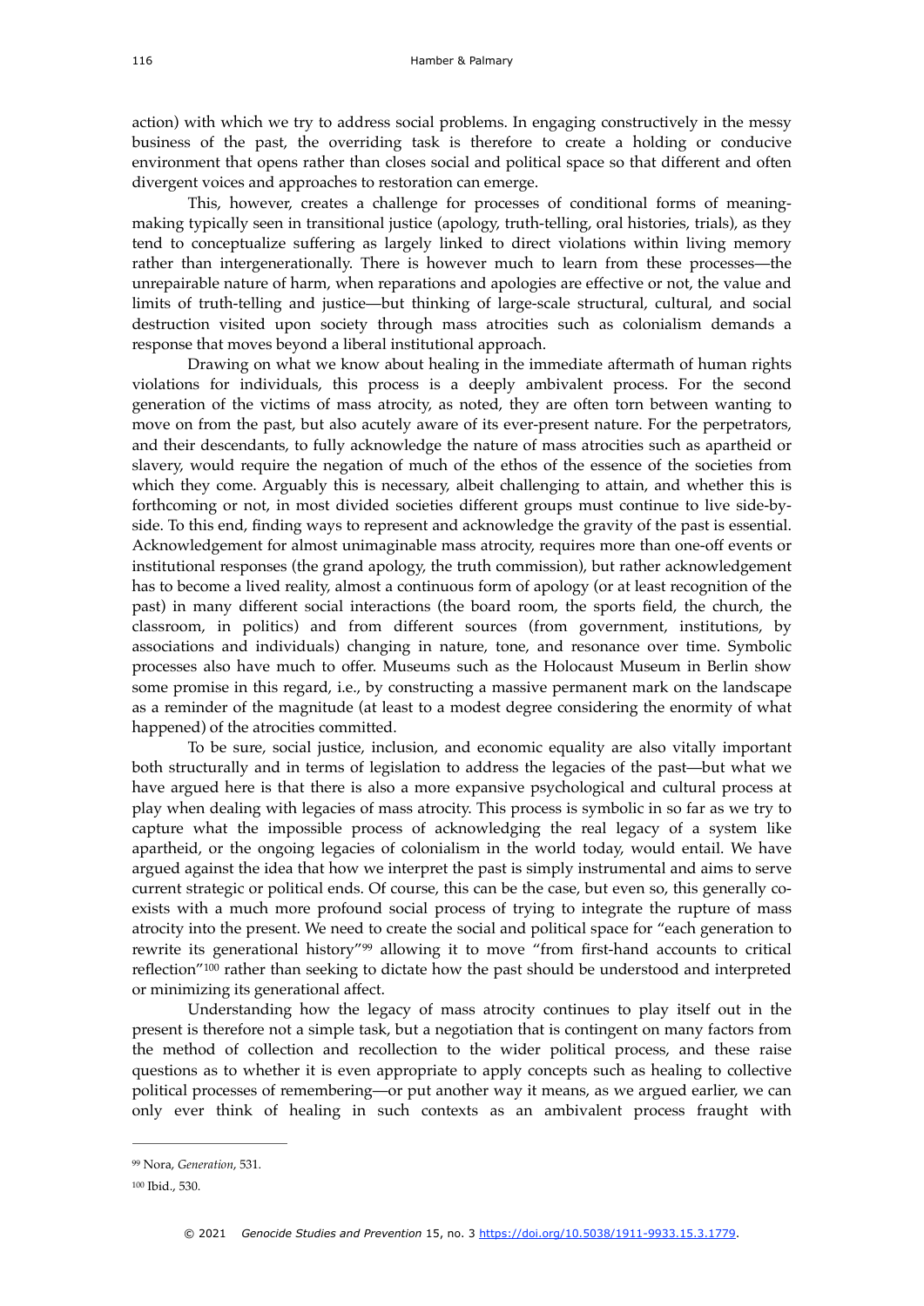action) with which we try to address social problems. In engaging constructively in the messy business of the past, the overriding task is therefore to create a holding or conducive environment that opens rather than closes social and political space so that different and often divergent voices and approaches to restoration can emerge.

This, however, creates a challenge for processes of conditional forms of meaning-making typically seen in transitional justice (apology, truth-telling, oral histories, trials), as they tend to conceptualize suffering as largely linked to direct violations within living memory rather than intergenerationally. There is however much to learn from these processes—the unrepairable nature of harm, when reparations and apologies are effective or not, the value and limits of truth-telling and justice—but thinking of large-scale structural, cultural, and social destruction visited upon society through mass atrocities such as colonialism demands a response that moves beyond a liberal institutional approach.

Drawing on what we know about healing in the immediate aftermath of human rights violations for individuals, this process is a deeply ambivalent process. For the second generation of the victims of mass atrocity, as noted, they are often torn between wanting to move on from the past, but also acutely aware of its ever-present nature. For the perpetrators, and their descendants, to fully acknowledge the nature of mass atrocities such as apartheid or slavery, would require the negation of much of the ethos of the essence of the societies from which they come. Arguably this is necessary, albeit challenging to attain, and whether this is forthcoming or not, in most divided societies different groups must continue to live side-by-side. To this end, finding ways to represent and acknowledge the gravity of the past is essential. Acknowledgement for almost unimaginable mass atrocity, requires more than one-off events or institutional responses (the grand apology, the truth commission), but rather acknowledgement has to become a lived reality, almost a continuous form of apology (or at least recognition of the past) in many different social interactions (the board room, the sports field, the church, the classroom, in politics) and from different sources (from government, institutions, by associations and individuals) changing in nature, tone, and resonance over time. Symbolic processes also have much to offer. Museums such as the Holocaust Museum in Berlin show some promise in this regard, i.e., by constructing a massive permanent mark on the landscape as a reminder of the magnitude (at least to a modest degree considering the enormity of what happened) of the atrocities committed.

To be sure, social justice, inclusion, and economic equality are also vitally important both structurally and in terms of legislation to address the legacies of the past—but what we have argued here is that there is also a more expansive psychological and cultural process at play when dealing with legacies of mass atrocity. This process is symbolic in so far as we try to capture what the impossible process of acknowledging the real legacy of a system like apartheid, or the ongoing legacies of colonialism in the world today, would entail. We have argued against the idea that how we interpret the past is simply instrumental and aims to serve current strategic or political ends. Of course, this can be the case, but even so, this generally co-exists with a much more profound social process of trying to integrate the rupture of mass atrocity into the present. We need to create the social and political space for "each generation to rewrite its generational history"[99] allowing it to move "from first-hand accounts to critical reflection"[100] rather than seeking to dictate how the past should be understood and interpreted or minimizing its generational affect.

Understanding how the legacy of mass atrocity continues to play itself out in the present is therefore not a simple task, but a negotiation that is contingent on many factors from the method of collection and recollection to the wider political process, and these raise questions as to whether it is even appropriate to apply concepts such as healing to collective political processes of remembering—or put another way it means, as we argued earlier, we can only ever think of healing in such contexts as an ambivalent process fraught with

---

[99] Nora, *Generation*, 531.

[100] Ibid., 530.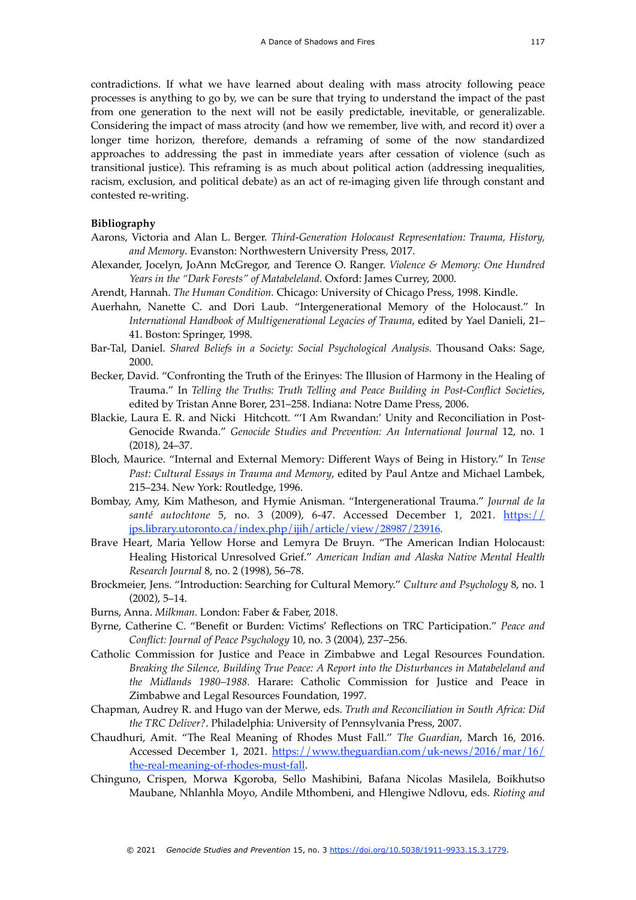contradictions. If what we have learned about dealing with mass atrocity following peace processes is anything to go by, we can be sure that trying to understand the impact of the past from one generation to the next will not be easily predictable, inevitable, or generalizable. Considering the impact of mass atrocity (and how we remember, live with, and record it) over a longer time horizon, therefore, demands a reframing of some of the now standardized approaches to addressing the past in immediate years after cessation of violence (such as transitional justice). This reframing is as much about political action (addressing inequalities, racism, exclusion, and political debate) as an act of re-imaging given life through constant and contested re-writing.

**Bibliography**

Aarons, Victoria and Alan L. Berger. *Third-Generation Holocaust Representation: Trauma, History, and Memory*. Evanston: Northwestern University Press, 2017.

Alexander, Jocelyn, JoAnn McGregor, and Terence O. Ranger. *Violence & Memory: One Hundred Years in the "Dark Forests" of Matabeleland*. Oxford: James Currey, 2000.

Arendt, Hannah. *The Human Condition.* Chicago: University of Chicago Press, 1998. Kindle.

Auerhahn, Nanette C. and Dori Laub. "Intergenerational Memory of the Holocaust." In *International Handbook of Multigenerational Legacies of Trauma*, edited by Yael Danieli, 21–41. Boston: Springer, 1998.

Bar-Tal, Daniel. *Shared Beliefs in a Society: Social Psychological Analysis.* Thousand Oaks: Sage, 2000.

Becker, David. "Confronting the Truth of the Erinyes: The Illusion of Harmony in the Healing of Trauma." In *Telling the Truths: Truth Telling and Peace Building in Post-Conflict Societies*, edited by Tristan Anne Borer, 231–258. Indiana: Notre Dame Press, 2006.

Blackie, Laura E. R. and Nicki Hitchcott. "'I Am Rwandan:' Unity and Reconciliation in Post-Genocide Rwanda." *Genocide Studies and Prevention: An International Journal* 12, no. 1 (2018), 24–37.

Bloch, Maurice. "Internal and External Memory: Different Ways of Being in History." In *Tense Past: Cultural Essays in Trauma and Memory*, edited by Paul Antze and Michael Lambek, 215–234. New York: Routledge, 1996.

Bombay, Amy, Kim Matheson, and Hymie Anisman. "Intergenerational Trauma." *Journal de la santé autochtone* 5, no. 3 (2009), 6-47. Accessed December 1, 2021. https://jps.library.utoronto.ca/index.php/ijih/article/view/28987/23916.

Brave Heart, Maria Yellow Horse and Lemyra De Bruyn. "The American Indian Holocaust: Healing Historical Unresolved Grief." *American Indian and Alaska Native Mental Health Research Journal* 8, no. 2 (1998), 56–78.

Brockmeier, Jens. "Introduction: Searching for Cultural Memory." *Culture and Psychology* 8, no. 1 (2002), 5–14.

Burns, Anna. *Milkman.* London: Faber & Faber, 2018.

Byrne, Catherine C. "Benefit or Burden: Victims' Reflections on TRC Participation." *Peace and Conflict: Journal of Peace Psychology* 10, no. 3 (2004), 237–256.

Catholic Commission for Justice and Peace in Zimbabwe and Legal Resources Foundation. *Breaking the Silence, Building True Peace: A Report into the Disturbances in Matabeleland and the Midlands 1980–1988.* Harare: Catholic Commission for Justice and Peace in Zimbabwe and Legal Resources Foundation, 1997.

Chapman, Audrey R. and Hugo van der Merwe, eds. *Truth and Reconciliation in South Africa: Did the TRC Deliver?*. Philadelphia: University of Pennsylvania Press, 2007.

Chaudhuri, Amit. "The Real Meaning of Rhodes Must Fall." *The Guardian*, March 16, 2016. Accessed December 1, 2021. https://www.theguardian.com/uk-news/2016/mar/16/the-real-meaning-of-rhodes-must-fall.

Chinguno, Crispen, Morwa Kgoroba, Sello Mashibini, Bafana Nicolas Masilela, Boikhutso Maubane, Nhlanhla Moyo, Andile Mthombeni, and Hlengiwe Ndlovu, eds. *Rioting and*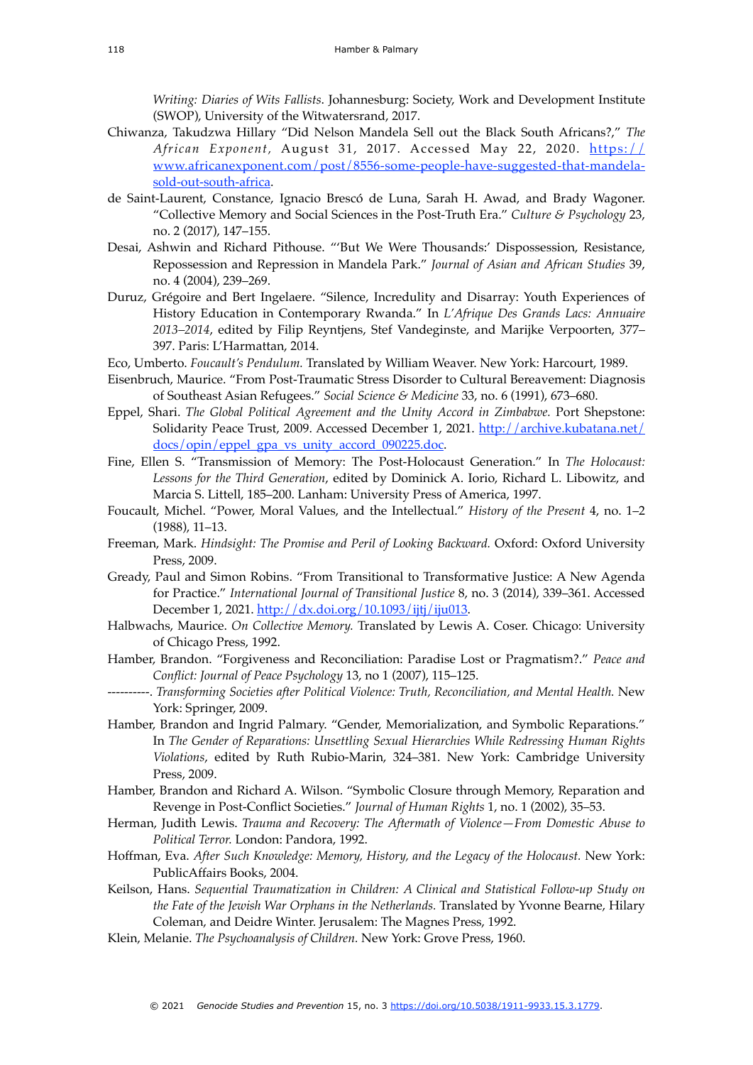*Writing: Diaries of Wits Fallists.* Johannesburg: Society, Work and Development Institute (SWOP), University of the Witwatersrand, 2017.

Chiwanza, Takudzwa Hillary "Did Nelson Mandela Sell out the Black South Africans?," *The African Exponent,* August 31, 2017. Accessed May 22, 2020. https://www.africanexponent.com/post/8556-some-people-have-suggested-that-mandela-sold-out-south-africa.

de Saint-Laurent, Constance, Ignacio Brescó de Luna, Sarah H. Awad, and Brady Wagoner. "Collective Memory and Social Sciences in the Post-Truth Era." *Culture & Psychology* 23, no. 2 (2017), 147–155.

Desai, Ashwin and Richard Pithouse. "'But We Were Thousands:' Dispossession, Resistance, Repossession and Repression in Mandela Park." *Journal of Asian and African Studies* 39, no. 4 (2004), 239–269.

Duruz, Grégoire and Bert Ingelaere. "Silence, Incredulity and Disarray: Youth Experiences of History Education in Contemporary Rwanda." In *L'Afrique Des Grands Lacs: Annuaire 2013–2014*, edited by Filip Reyntjens, Stef Vandeginste, and Marijke Verpoorten, 377–397. Paris: L'Harmattan, 2014.

Eco, Umberto. *Foucault's Pendulum.* Translated by William Weaver. New York: Harcourt, 1989.

Eisenbruch, Maurice. "From Post-Traumatic Stress Disorder to Cultural Bereavement: Diagnosis of Southeast Asian Refugees." *Social Science & Medicine* 33, no. 6 (1991), 673–680.

Eppel, Shari. *The Global Political Agreement and the Unity Accord in Zimbabwe.* Port Shepstone: Solidarity Peace Trust, 2009. Accessed December 1, 2021. http://archive.kubatana.net/docs/opin/eppel_gpa_vs_unity_accord_090225.doc.

Fine, Ellen S. "Transmission of Memory: The Post-Holocaust Generation." In *The Holocaust: Lessons for the Third Generation*, edited by Dominick A. Iorio, Richard L. Libowitz, and Marcia S. Littell, 185–200. Lanham: University Press of America, 1997.

Foucault, Michel. "Power, Moral Values, and the Intellectual." *History of the Present* 4, no. 1–2 (1988), 11–13.

Freeman, Mark. *Hindsight: The Promise and Peril of Looking Backward.* Oxford: Oxford University Press, 2009.

Gready, Paul and Simon Robins. "From Transitional to Transformative Justice: A New Agenda for Practice." *International Journal of Transitional Justice* 8, no. 3 (2014), 339–361. Accessed December 1, 2021. http://dx.doi.org/10.1093/ijtj/iju013.

Halbwachs, Maurice. *On Collective Memory.* Translated by Lewis A. Coser. Chicago: University of Chicago Press, 1992.

Hamber, Brandon. "Forgiveness and Reconciliation: Paradise Lost or Pragmatism?." *Peace and Conflict: Journal of Peace Psychology* 13, no 1 (2007), 115–125.

----------. *Transforming Societies after Political Violence: Truth, Reconciliation, and Mental Health.* New York: Springer, 2009.

Hamber, Brandon and Ingrid Palmary. "Gender, Memorialization, and Symbolic Reparations." In *The Gender of Reparations: Unsettling Sexual Hierarchies While Redressing Human Rights Violations*, edited by Ruth Rubio-Marin, 324–381. New York: Cambridge University Press, 2009.

Hamber, Brandon and Richard A. Wilson. "Symbolic Closure through Memory, Reparation and Revenge in Post-Conflict Societies." *Journal of Human Rights* 1, no. 1 (2002), 35–53.

Herman, Judith Lewis. *Trauma and Recovery: The Aftermath of Violence—From Domestic Abuse to Political Terror.* London: Pandora, 1992.

Hoffman, Eva. *After Such Knowledge: Memory, History, and the Legacy of the Holocaust.* New York: PublicAffairs Books, 2004.

Keilson, Hans. *Sequential Traumatization in Children: A Clinical and Statistical Follow-up Study on the Fate of the Jewish War Orphans in the Netherlands.* Translated by Yvonne Bearne, Hilary Coleman, and Deidre Winter. Jerusalem: The Magnes Press, 1992.

Klein, Melanie. *The Psychoanalysis of Children.* New York: Grove Press, 1960.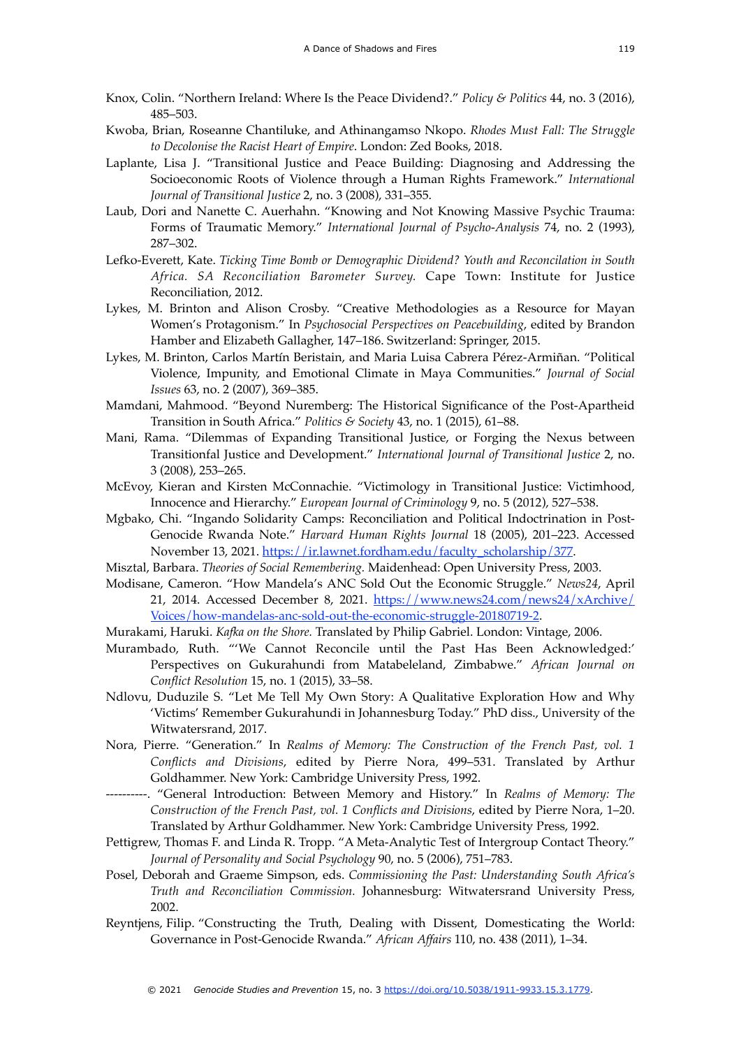Knox, Colin. "Northern Ireland: Where Is the Peace Dividend?." *Policy & Politics* 44, no. 3 (2016), 485–503.

Kwoba, Brian, Roseanne Chantiluke, and Athinangamso Nkopo. *Rhodes Must Fall: The Struggle to Decolonise the Racist Heart of Empire*. London: Zed Books, 2018.

Laplante, Lisa J. "Transitional Justice and Peace Building: Diagnosing and Addressing the Socioeconomic Roots of Violence through a Human Rights Framework." *International Journal of Transitional Justice* 2, no. 3 (2008), 331–355.

Laub, Dori and Nanette C. Auerhahn. "Knowing and Not Knowing Massive Psychic Trauma: Forms of Traumatic Memory." *International Journal of Psycho-Analysis* 74, no. 2 (1993), 287–302.

Lefko-Everett, Kate. *Ticking Time Bomb or Demographic Dividend? Youth and Reconcilation in South Africa. SA Reconciliation Barometer Survey.* Cape Town: Institute for Justice Reconciliation, 2012.

Lykes, M. Brinton and Alison Crosby. "Creative Methodologies as a Resource for Mayan Women's Protagonism." In *Psychosocial Perspectives on Peacebuilding*, edited by Brandon Hamber and Elizabeth Gallagher, 147–186. Switzerland: Springer, 2015.

Lykes, M. Brinton, Carlos Martín Beristain, and Maria Luisa Cabrera Pérez-Armiñan. "Political Violence, Impunity, and Emotional Climate in Maya Communities." *Journal of Social Issues* 63, no. 2 (2007), 369–385.

Mamdani, Mahmood. "Beyond Nuremberg: The Historical Significance of the Post-Apartheid Transition in South Africa." *Politics & Society* 43, no. 1 (2015), 61–88.

Mani, Rama. "Dilemmas of Expanding Transitional Justice, or Forging the Nexus between Transitionfal Justice and Development." *International Journal of Transitional Justice* 2, no. 3 (2008), 253–265.

McEvoy, Kieran and Kirsten McConnachie. "Victimology in Transitional Justice: Victimhood, Innocence and Hierarchy." *European Journal of Criminology* 9, no. 5 (2012), 527–538.

Mgbako, Chi. "Ingando Solidarity Camps: Reconciliation and Political Indoctrination in Post-Genocide Rwanda Note." *Harvard Human Rights Journal* 18 (2005), 201–223. Accessed November 13, 2021. https://ir.lawnet.fordham.edu/faculty_scholarship/377.

Misztal, Barbara. *Theories of Social Remembering.* Maidenhead: Open University Press, 2003.

Modisane, Cameron. "How Mandela's ANC Sold Out the Economic Struggle." *News24*, April 21, 2014. Accessed December 8, 2021. https://www.news24.com/news24/xArchive/Voices/how-mandelas-anc-sold-out-the-economic-struggle-20180719-2.

Murakami, Haruki. *Kafka on the Shore.* Translated by Philip Gabriel. London: Vintage, 2006.

Murambado, Ruth. "'We Cannot Reconcile until the Past Has Been Acknowledged:' Perspectives on Gukurahundi from Matabeleland, Zimbabwe." *African Journal on Conflict Resolution* 15, no. 1 (2015), 33–58.

Ndlovu, Duduzile S. "Let Me Tell My Own Story: A Qualitative Exploration How and Why 'Victims' Remember Gukurahundi in Johannesburg Today." PhD diss., University of the Witwatersrand, 2017.

Nora, Pierre. "Generation." In *Realms of Memory: The Construction of the French Past, vol. 1 Conflicts and Divisions*, edited by Pierre Nora, 499–531. Translated by Arthur Goldhammer. New York: Cambridge University Press, 1992.

----------. "General Introduction: Between Memory and History." In *Realms of Memory: The Construction of the French Past, vol. 1 Conflicts and Divisions*, edited by Pierre Nora, 1–20. Translated by Arthur Goldhammer. New York: Cambridge University Press, 1992.

Pettigrew, Thomas F. and Linda R. Tropp. "A Meta-Analytic Test of Intergroup Contact Theory." *Journal of Personality and Social Psychology* 90, no. 5 (2006), 751–783.

Posel, Deborah and Graeme Simpson, eds. *Commissioning the Past: Understanding South Africa's Truth and Reconciliation Commission.* Johannesburg: Witwatersrand University Press, 2002.

Reyntjens, Filip. "Constructing the Truth, Dealing with Dissent, Domesticating the World: Governance in Post-Genocide Rwanda." *African Affairs* 110, no. 438 (2011), 1–34.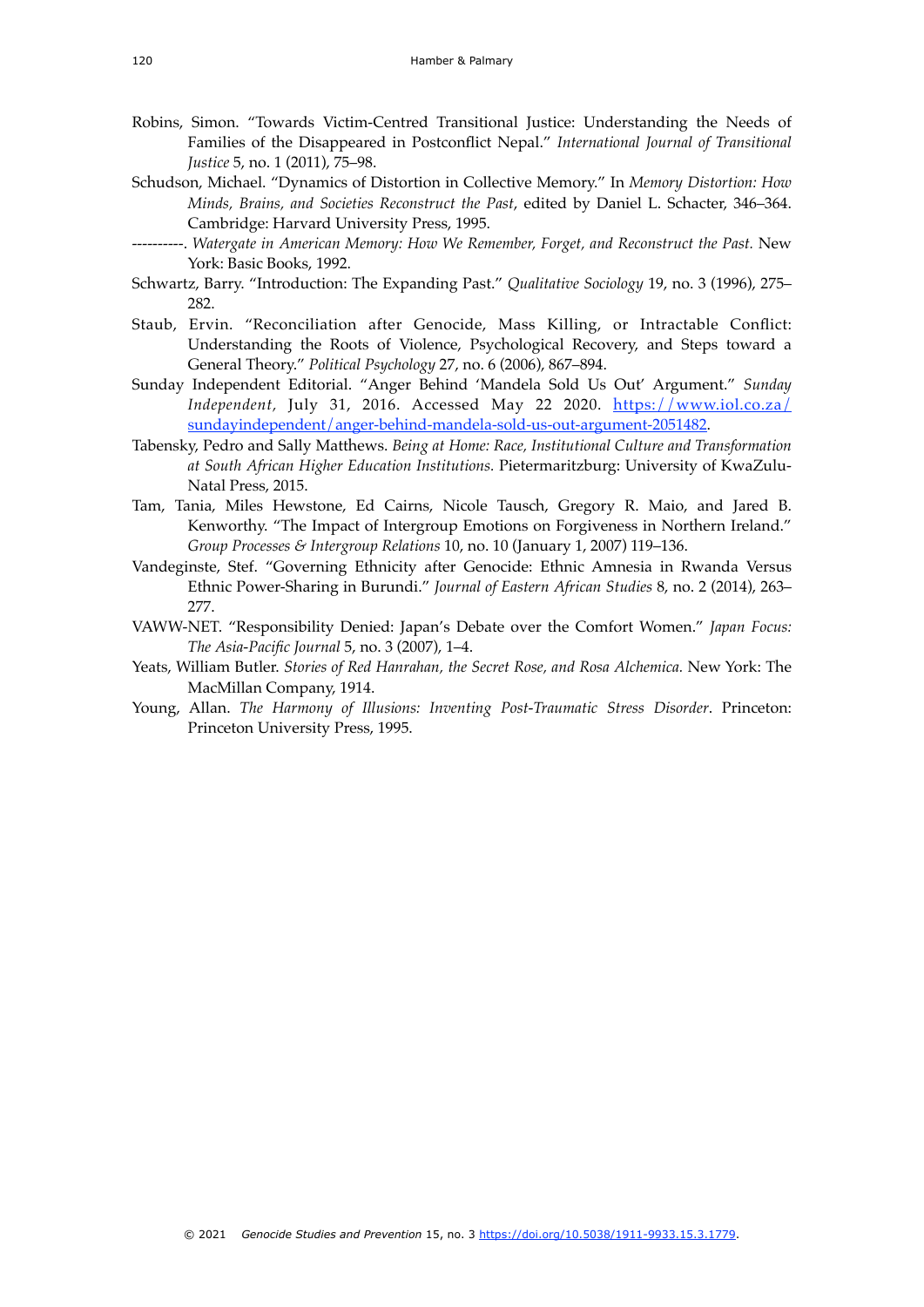Robins, Simon. "Towards Victim-Centred Transitional Justice: Understanding the Needs of Families of the Disappeared in Postconflict Nepal." *International Journal of Transitional Justice* 5, no. 1 (2011), 75–98.

Schudson, Michael. "Dynamics of Distortion in Collective Memory." In *Memory Distortion: How Minds, Brains, and Societies Reconstruct the Past*, edited by Daniel L. Schacter, 346–364. Cambridge: Harvard University Press, 1995.

----------. *Watergate in American Memory: How We Remember, Forget, and Reconstruct the Past.* New York: Basic Books, 1992.

Schwartz, Barry. "Introduction: The Expanding Past." *Qualitative Sociology* 19, no. 3 (1996), 275–282.

Staub, Ervin. "Reconciliation after Genocide, Mass Killing, or Intractable Conflict: Understanding the Roots of Violence, Psychological Recovery, and Steps toward a General Theory." *Political Psychology* 27, no. 6 (2006), 867–894.

Sunday Independent Editorial. "Anger Behind 'Mandela Sold Us Out' Argument." *Sunday Independent,* July 31, 2016. Accessed May 22 2020. https://www.iol.co.za/sundayindependent/anger-behind-mandela-sold-us-out-argument-2051482.

Tabensky, Pedro and Sally Matthews. *Being at Home: Race, Institutional Culture and Transformation at South African Higher Education Institutions.* Pietermaritzburg: University of KwaZulu-Natal Press, 2015.

Tam, Tania, Miles Hewstone, Ed Cairns, Nicole Tausch, Gregory R. Maio, and Jared B. Kenworthy. "The Impact of Intergroup Emotions on Forgiveness in Northern Ireland." *Group Processes & Intergroup Relations* 10, no. 10 (January 1, 2007) 119–136.

Vandeginste, Stef. "Governing Ethnicity after Genocide: Ethnic Amnesia in Rwanda Versus Ethnic Power-Sharing in Burundi." *Journal of Eastern African Studies* 8, no. 2 (2014), 263–277.

VAWW-NET. "Responsibility Denied: Japan's Debate over the Comfort Women." *Japan Focus: The Asia-Pacific Journal* 5, no. 3 (2007), 1–4.

Yeats, William Butler. *Stories of Red Hanrahan, the Secret Rose, and Rosa Alchemica.* New York: The MacMillan Company, 1914.

Young, Allan. *The Harmony of Illusions: Inventing Post-Traumatic Stress Disorder*. Princeton: Princeton University Press, 1995.